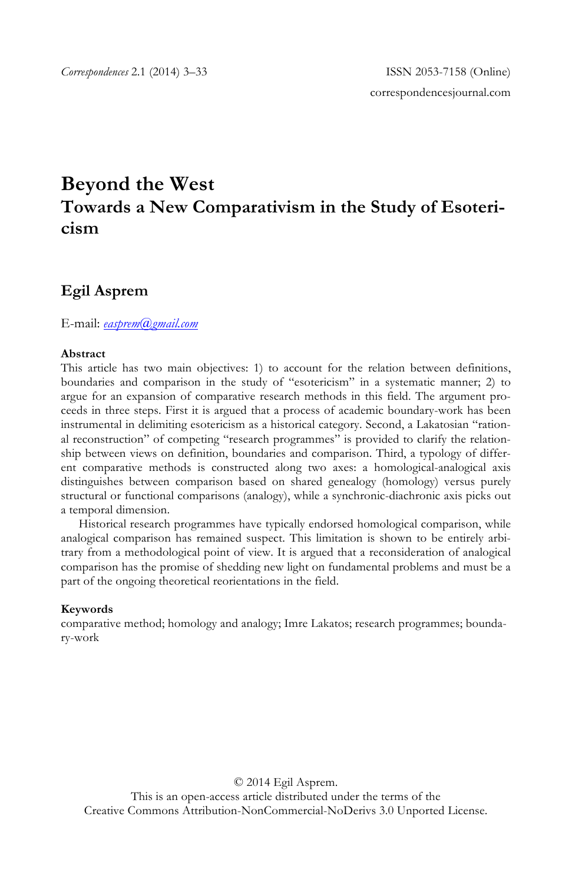# Beyond the West

## Towards a New Comparativism in the Study of Esotericism

**Egil Asprem**

E-mail: easprem@gmail.com

**Abstract**

This article has two main objectives: 1) to account for the relation between definitions, boundaries and comparison in the study of "esotericism" in a systematic manner; 2) to argue for an expansion of comparative research methods in this field. The argument proceeds in three steps. First it is argued that a process of academic boundary-work has been instrumental in delimiting esotericism as a historical category. Second, a Lakatosian "rational reconstruction" of competing "research programmes" is provided to clarify the relationship between views on definition, boundaries and comparison. Third, a typology of different comparative methods is constructed along two axes: a homological-analogical axis distinguishes between comparison based on shared genealogy (homology) versus purely structural or functional comparisons (analogy), while a synchronic-diachronic axis picks out a temporal dimension.

Historical research programmes have typically endorsed homological comparison, while analogical comparison has remained suspect. This limitation is shown to be entirely arbitrary from a methodological point of view. It is argued that a reconsideration of analogical comparison has the promise of shedding new light on fundamental problems and must be a part of the ongoing theoretical reorientations in the field.

**Keywords**

comparative method; homology and analogy; Imre Lakatos; research programmes; boundary-work

© 2014 Egil Asprem.
This is an open-access article distributed under the terms of the
Creative Commons Attribution-NonCommercial-NoDerivs 3.0 Unported License.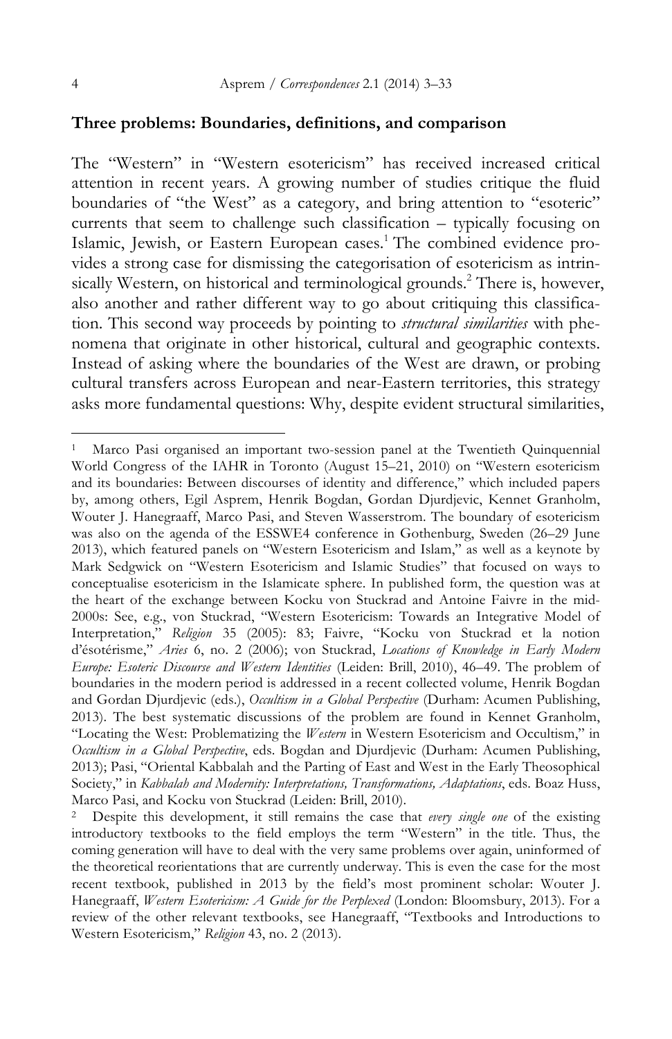## Three problems: Boundaries, definitions, and comparison

The "Western" in "Western esotericism" has received increased critical attention in recent years. A growing number of studies critique the fluid boundaries of "the West" as a category, and bring attention to "esoteric" currents that seem to challenge such classification – typically focusing on Islamic, Jewish, or Eastern European cases.[1] The combined evidence provides a strong case for dismissing the categorisation of esotericism as intrinsically Western, on historical and terminological grounds.[2] There is, however, also another and rather different way to go about critiquing this classification. This second way proceeds by pointing to *structural similarities* with phenomena that originate in other historical, cultural and geographic contexts. Instead of asking where the boundaries of the West are drawn, or probing cultural transfers across European and near-Eastern territories, this strategy asks more fundamental questions: Why, despite evident structural similarities,

---

[1] Marco Pasi organised an important two-session panel at the Twentieth Quinquennial World Congress of the IAHR in Toronto (August 15–21, 2010) on "Western esotericism and its boundaries: Between discourses of identity and difference," which included papers by, among others, Egil Asprem, Henrik Bogdan, Gordan Djurdjevic, Kennet Granholm, Wouter J. Hanegraaff, Marco Pasi, and Steven Wasserstrom. The boundary of esotericism was also on the agenda of the ESSWE4 conference in Gothenburg, Sweden (26–29 June 2013), which featured panels on "Western Esotericism and Islam," as well as a keynote by Mark Sedgwick on "Western Esotericism and Islamic Studies" that focused on ways to conceptualise esotericism in the Islamicate sphere. In published form, the question was at the heart of the exchange between Kocku von Stuckrad and Antoine Faivre in the mid-2000s: See, e.g., von Stuckrad, "Western Esotericism: Towards an Integrative Model of Interpretation," *Religion* 35 (2005): 83; Faivre, "Kocku von Stuckrad et la notion d'ésotérisme," *Aries* 6, no. 2 (2006); von Stuckrad, *Locations of Knowledge in Early Modern Europe: Esoteric Discourse and Western Identities* (Leiden: Brill, 2010), 46–49. The problem of boundaries in the modern period is addressed in a recent collected volume, Henrik Bogdan and Gordan Djurdjevic (eds.), *Occultism in a Global Perspective* (Durham: Acumen Publishing, 2013). The best systematic discussions of the problem are found in Kennet Granholm, "Locating the West: Problematizing the *Western* in Western Esotericism and Occultism," in *Occultism in a Global Perspective*, eds. Bogdan and Djurdjevic (Durham: Acumen Publishing, 2013); Pasi, "Oriental Kabbalah and the Parting of East and West in the Early Theosophical Society," in *Kabbalah and Modernity: Interpretations, Transformations, Adaptations*, eds. Boaz Huss, Marco Pasi, and Kocku von Stuckrad (Leiden: Brill, 2010).

[2] Despite this development, it still remains the case that *every single one* of the existing introductory textbooks to the field employs the term "Western" in the title. Thus, the coming generation will have to deal with the very same problems over again, uninformed of the theoretical reorientations that are currently underway. This is even the case for the most recent textbook, published in 2013 by the field's most prominent scholar: Wouter J. Hanegraaff, *Western Esotericism: A Guide for the Perplexed* (London: Bloomsbury, 2013). For a review of the other relevant textbooks, see Hanegraaff, "Textbooks and Introductions to Western Esotericism," *Religion* 43, no. 2 (2013).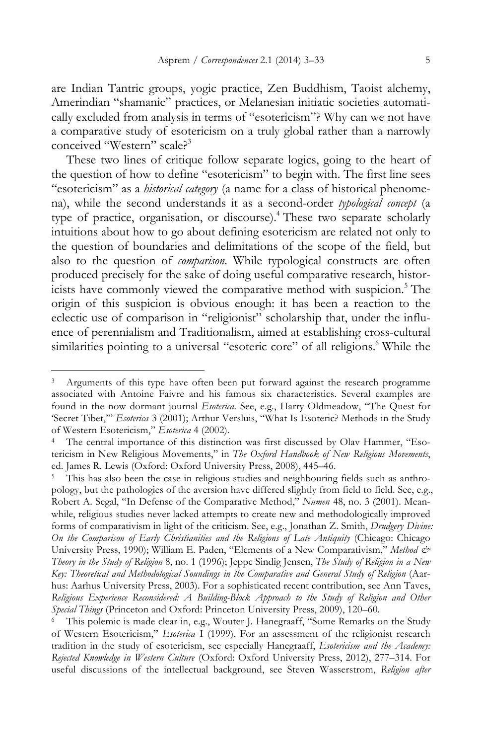are Indian Tantric groups, yogic practice, Zen Buddhism, Taoist alchemy, Amerindian "shamanic" practices, or Melanesian initiatic societies automatically excluded from analysis in terms of "esotericism"? Why can we not have a comparative study of esotericism on a truly global rather than a narrowly conceived "Western" scale?[3]

These two lines of critique follow separate logics, going to the heart of the question of how to define "esotericism" to begin with. The first line sees "esotericism" as a *historical category* (a name for a class of historical phenomena), while the second understands it as a second-order *typological concept* (a type of practice, organisation, or discourse).[4] These two separate scholarly intuitions about how to go about defining esotericism are related not only to the question of boundaries and delimitations of the scope of the field, but also to the question of *comparison*. While typological constructs are often produced precisely for the sake of doing useful comparative research, historicists have commonly viewed the comparative method with suspicion.[5] The origin of this suspicion is obvious enough: it has been a reaction to the eclectic use of comparison in "religionist" scholarship that, under the influence of perennialism and Traditionalism, aimed at establishing cross-cultural similarities pointing to a universal "esoteric core" of all religions.[6] While the

---

[3] Arguments of this type have often been put forward against the research programme associated with Antoine Faivre and his famous six characteristics. Several examples are found in the now dormant journal *Esoterica*. See, e.g., Harry Oldmeadow, "The Quest for 'Secret Tibet,'" *Esoterica* 3 (2001); Arthur Versluis, "What Is Esoteric? Methods in the Study of Western Esotericism," *Esoterica* 4 (2002).

[4] The central importance of this distinction was first discussed by Olav Hammer, "Esotericism in New Religious Movements," in *The Oxford Handbook of New Religious Movements*, ed. James R. Lewis (Oxford: Oxford University Press, 2008), 445–46.

[5] This has also been the case in religious studies and neighbouring fields such as anthropology, but the pathologies of the aversion have differed slightly from field to field. See, e.g., Robert A. Segal, "In Defense of the Comparative Method," *Numen* 48, no. 3 (2001). Meanwhile, religious studies never lacked attempts to create new and methodologically improved forms of comparativism in light of the criticism. See, e.g., Jonathan Z. Smith, *Drudgery Divine: On the Comparison of Early Christianities and the Religions of Late Antiquity* (Chicago: Chicago University Press, 1990); William E. Paden, "Elements of a New Comparativism," *Method & Theory in the Study of Religion* 8, no. 1 (1996); Jeppe Sindig Jensen, *The Study of Religion in a New Key: Theoretical and Methodological Soundings in the Comparative and General Study of Religion* (Aarhus: Aarhus University Press, 2003). For a sophisticated recent contribution, see Ann Taves, *Religious Experience Reconsidered: A Building-Block Approach to the Study of Religion and Other Special Things* (Princeton and Oxford: Princeton University Press, 2009), 120–60.

[6] This polemic is made clear in, e.g., Wouter J. Hanegraaff, "Some Remarks on the Study of Western Esotericism," *Esoterica* I (1999). For an assessment of the religionist research tradition in the study of esotericism, see especially Hanegraaff, *Esotericism and the Academy: Rejected Knowledge in Western Culture* (Oxford: Oxford University Press, 2012), 277–314. For useful discussions of the intellectual background, see Steven Wasserstrom, *Religion after*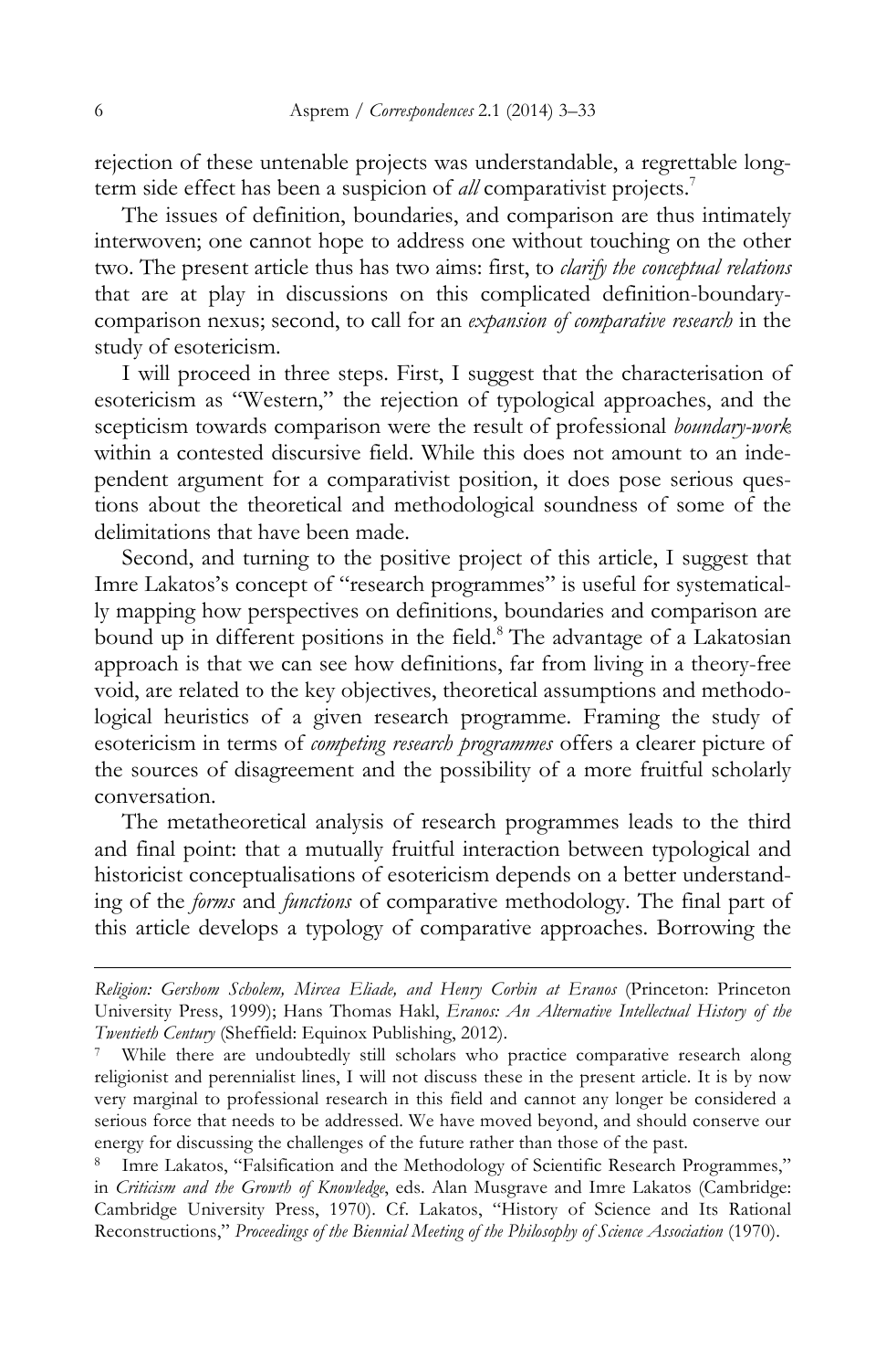rejection of these untenable projects was understandable, a regrettable long-term side effect has been a suspicion of *all* comparativist projects.[7]

The issues of definition, boundaries, and comparison are thus intimately interwoven; one cannot hope to address one without touching on the other two. The present article thus has two aims: first, to *clarify the conceptual relations* that are at play in discussions on this complicated definition-boundary-comparison nexus; second, to call for an *expansion of comparative research* in the study of esotericism.

I will proceed in three steps. First, I suggest that the characterisation of esotericism as "Western," the rejection of typological approaches, and the scepticism towards comparison were the result of professional *boundary-work* within a contested discursive field. While this does not amount to an independent argument for a comparativist position, it does pose serious questions about the theoretical and methodological soundness of some of the delimitations that have been made.

Second, and turning to the positive project of this article, I suggest that Imre Lakatos's concept of "research programmes" is useful for systematically mapping how perspectives on definitions, boundaries and comparison are bound up in different positions in the field.[8] The advantage of a Lakatosian approach is that we can see how definitions, far from living in a theory-free void, are related to the key objectives, theoretical assumptions and methodological heuristics of a given research programme. Framing the study of esotericism in terms of *competing research programmes* offers a clearer picture of the sources of disagreement and the possibility of a more fruitful scholarly conversation.

The metatheoretical analysis of research programmes leads to the third and final point: that a mutually fruitful interaction between typological and historicist conceptualisations of esotericism depends on a better understanding of the *forms* and *functions* of comparative methodology. The final part of this article develops a typology of comparative approaches. Borrowing the

---

*Religion: Gershom Scholem, Mircea Eliade, and Henry Corbin at Eranos* (Princeton: Princeton University Press, 1999); Hans Thomas Hakl, *Eranos: An Alternative Intellectual History of the Twentieth Century* (Sheffield: Equinox Publishing, 2012).

[7] While there are undoubtedly still scholars who practice comparative research along religionist and perennialist lines, I will not discuss these in the present article. It is by now very marginal to professional research in this field and cannot any longer be considered a serious force that needs to be addressed. We have moved beyond, and should conserve our energy for discussing the challenges of the future rather than those of the past.

[8] Imre Lakatos, "Falsification and the Methodology of Scientific Research Programmes," in *Criticism and the Growth of Knowledge*, eds. Alan Musgrave and Imre Lakatos (Cambridge: Cambridge University Press, 1970). Cf. Lakatos, "History of Science and Its Rational Reconstructions," *Proceedings of the Biennial Meeting of the Philosophy of Science Association* (1970).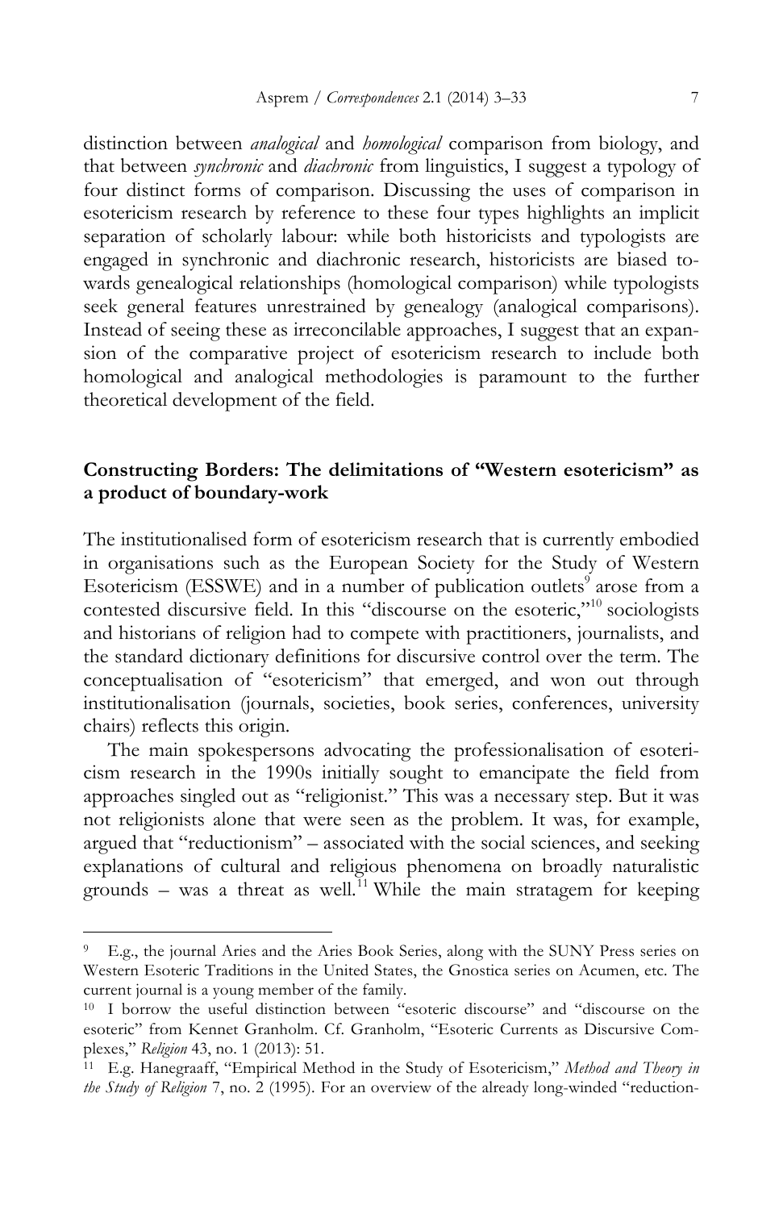distinction between *analogical* and *homological* comparison from biology, and that between *synchronic* and *diachronic* from linguistics, I suggest a typology of four distinct forms of comparison. Discussing the uses of comparison in esotericism research by reference to these four types highlights an implicit separation of scholarly labour: while both historicists and typologists are engaged in synchronic and diachronic research, historicists are biased towards genealogical relationships (homological comparison) while typologists seek general features unrestrained by genealogy (analogical comparisons). Instead of seeing these as irreconcilable approaches, I suggest that an expansion of the comparative project of esotericism research to include both homological and analogical methodologies is paramount to the further theoretical development of the field.

## Constructing Borders: The delimitations of "Western esotericism" as a product of boundary-work

The institutionalised form of esotericism research that is currently embodied in organisations such as the European Society for the Study of Western Esotericism (ESSWE) and in a number of publication outlets[9] arose from a contested discursive field. In this "discourse on the esoteric,"[10] sociologists and historians of religion had to compete with practitioners, journalists, and the standard dictionary definitions for discursive control over the term. The conceptualisation of "esotericism" that emerged, and won out through institutionalisation (journals, societies, book series, conferences, university chairs) reflects this origin.

The main spokespersons advocating the professionalisation of esotericism research in the 1990s initially sought to emancipate the field from approaches singled out as "religionist." This was a necessary step. But it was not religionists alone that were seen as the problem. It was, for example, argued that "reductionism" – associated with the social sciences, and seeking explanations of cultural and religious phenomena on broadly naturalistic grounds – was a threat as well.[11] While the main stratagem for keeping

---

[9] E.g., the journal Aries and the Aries Book Series, along with the SUNY Press series on Western Esoteric Traditions in the United States, the Gnostica series on Acumen, etc. The current journal is a young member of the family.

[10] I borrow the useful distinction between "esoteric discourse" and "discourse on the esoteric" from Kennet Granholm. Cf. Granholm, "Esoteric Currents as Discursive Complexes," *Religion* 43, no. 1 (2013): 51.

[11] E.g. Hanegraaff, "Empirical Method in the Study of Esotericism," *Method and Theory in the Study of Religion* 7, no. 2 (1995). For an overview of the already long-winded "reduction-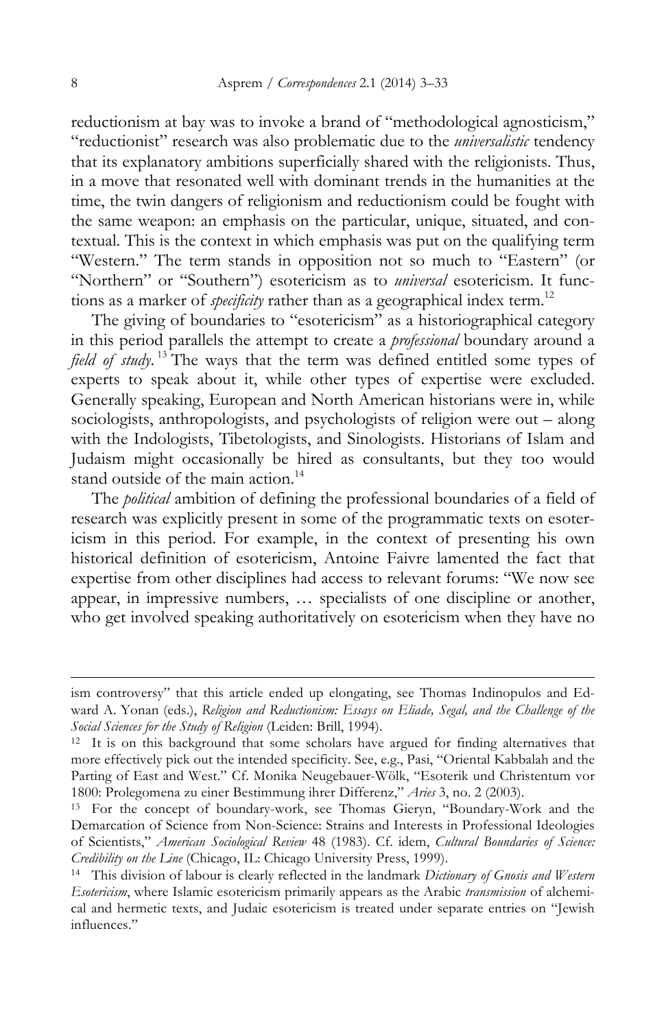reductionism at bay was to invoke a brand of "methodological agnosticism," "reductionist" research was also problematic due to the *universalistic* tendency that its explanatory ambitions superficially shared with the religionists. Thus, in a move that resonated well with dominant trends in the humanities at the time, the twin dangers of religionism and reductionism could be fought with the same weapon: an emphasis on the particular, unique, situated, and contextual. This is the context in which emphasis was put on the qualifying term "Western." The term stands in opposition not so much to "Eastern" (or "Northern" or "Southern") esotericism as to *universal* esotericism. It functions as a marker of *specificity* rather than as a geographical index term.[12]

The giving of boundaries to "esotericism" as a historiographical category in this period parallels the attempt to create a *professional* boundary around a *field of study*.[13] The ways that the term was defined entitled some types of experts to speak about it, while other types of expertise were excluded. Generally speaking, European and North American historians were in, while sociologists, anthropologists, and psychologists of religion were out – along with the Indologists, Tibetologists, and Sinologists. Historians of Islam and Judaism might occasionally be hired as consultants, but they too would stand outside of the main action.[14]

The *political* ambition of defining the professional boundaries of a field of research was explicitly present in some of the programmatic texts on esotericism in this period. For example, in the context of presenting his own historical definition of esotericism, Antoine Faivre lamented the fact that expertise from other disciplines had access to relevant forums: "We now see appear, in impressive numbers, … specialists of one discipline or another, who get involved speaking authoritatively on esotericism when they have no

---

ism controversy" that this article ended up elongating, see Thomas Indinopulos and Edward A. Yonan (eds.), *Religion and Reductionism: Essays on Eliade, Segal, and the Challenge of the Social Sciences for the Study of Religion* (Leiden: Brill, 1994).

[12] It is on this background that some scholars have argued for finding alternatives that more effectively pick out the intended specificity. See, e.g., Pasi, "Oriental Kabbalah and the Parting of East and West." Cf. Monika Neugebauer-Wölk, "Esoterik und Christentum vor 1800: Prolegomena zu einer Bestimmung ihrer Differenz," *Aries* 3, no. 2 (2003).

[13] For the concept of boundary-work, see Thomas Gieryn, "Boundary-Work and the Demarcation of Science from Non-Science: Strains and Interests in Professional Ideologies of Scientists," *American Sociological Review* 48 (1983). Cf. idem, *Cultural Boundaries of Science: Credibility on the Line* (Chicago, IL: Chicago University Press, 1999).

[14] This division of labour is clearly reflected in the landmark *Dictionary of Gnosis and Western Esotericism*, where Islamic esotericism primarily appears as the Arabic *transmission* of alchemical and hermetic texts, and Judaic esotericism is treated under separate entries on "Jewish influences."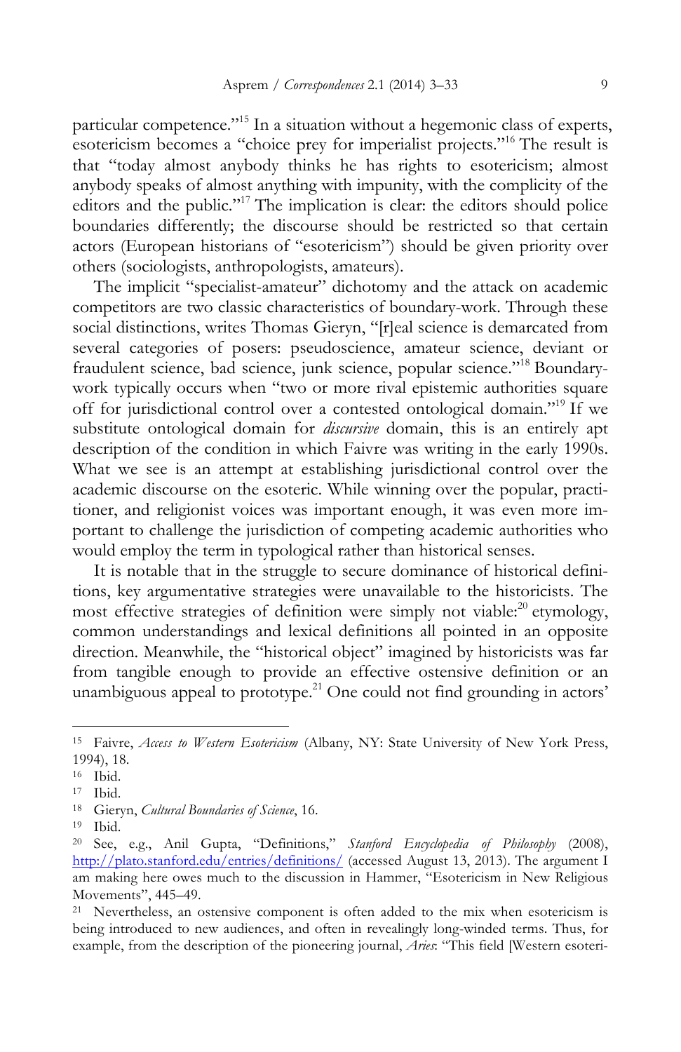particular competence."[15] In a situation without a hegemonic class of experts, esotericism becomes a "choice prey for imperialist projects."[16] The result is that "today almost anybody thinks he has rights to esotericism; almost anybody speaks of almost anything with impunity, with the complicity of the editors and the public."[17] The implication is clear: the editors should police boundaries differently; the discourse should be restricted so that certain actors (European historians of "esotericism") should be given priority over others (sociologists, anthropologists, amateurs).

The implicit "specialist-amateur" dichotomy and the attack on academic competitors are two classic characteristics of boundary-work. Through these social distinctions, writes Thomas Gieryn, "[r]eal science is demarcated from several categories of posers: pseudoscience, amateur science, deviant or fraudulent science, bad science, junk science, popular science."[18] Boundary-work typically occurs when "two or more rival epistemic authorities square off for jurisdictional control over a contested ontological domain."[19] If we substitute ontological domain for *discursive* domain, this is an entirely apt description of the condition in which Faivre was writing in the early 1990s. What we see is an attempt at establishing jurisdictional control over the academic discourse on the esoteric. While winning over the popular, practitioner, and religionist voices was important enough, it was even more important to challenge the jurisdiction of competing academic authorities who would employ the term in typological rather than historical senses.

It is notable that in the struggle to secure dominance of historical definitions, key argumentative strategies were unavailable to the historicists. The most effective strategies of definition were simply not viable:[20] etymology, common understandings and lexical definitions all pointed in an opposite direction. Meanwhile, the "historical object" imagined by historicists was far from tangible enough to provide an effective ostensive definition or an unambiguous appeal to prototype.[21] One could not find grounding in actors'

---

[15] Faivre, *Access to Western Esotericism* (Albany, NY: State University of New York Press, 1994), 18.

[16] Ibid.

[17] Ibid.

[18] Gieryn, *Cultural Boundaries of Science*, 16.

[19] Ibid.

[20] See, e.g., Anil Gupta, "Definitions," *Stanford Encyclopedia of Philosophy* (2008), http://plato.stanford.edu/entries/definitions/ (accessed August 13, 2013). The argument I am making here owes much to the discussion in Hammer, "Esotericism in New Religious Movements", 445–49.

[21] Nevertheless, an ostensive component is often added to the mix when esotericism is being introduced to new audiences, and often in revealingly long-winded terms. Thus, for example, from the description of the pioneering journal, *Aries*: "This field [Western esoteri-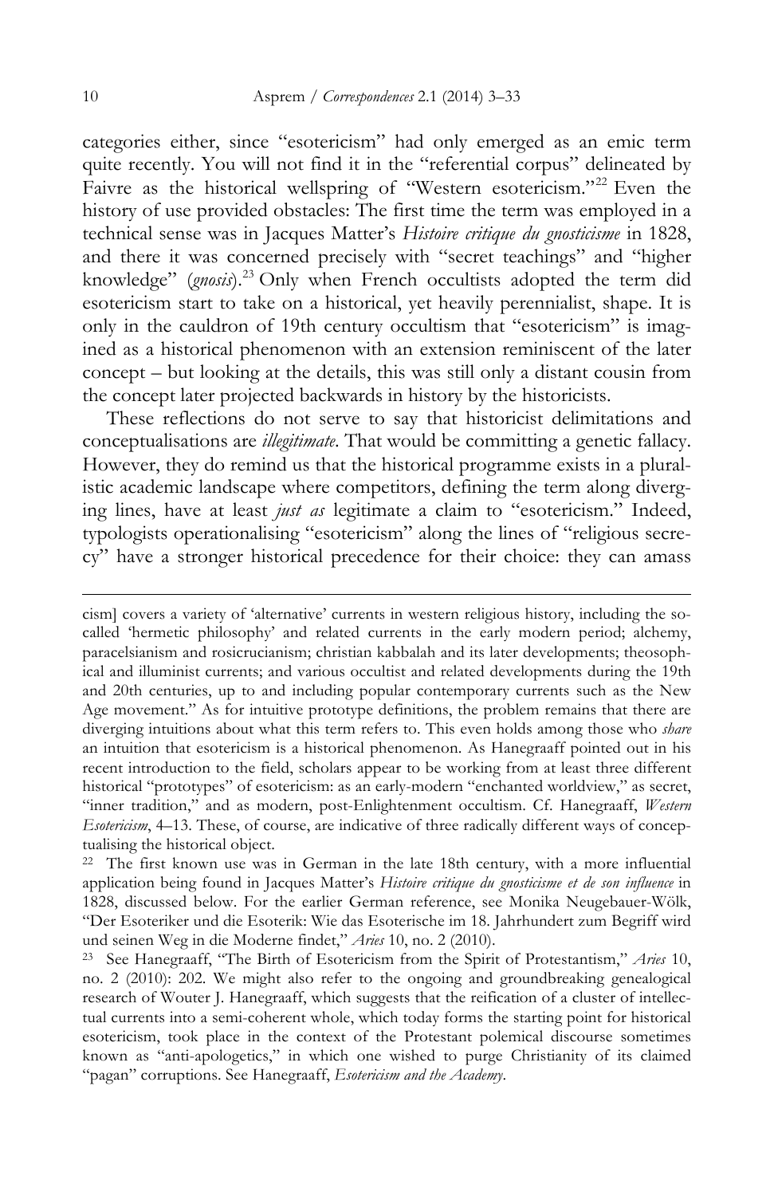categories either, since "esotericism" had only emerged as an emic term quite recently. You will not find it in the "referential corpus" delineated by Faivre as the historical wellspring of "Western esotericism."[22] Even the history of use provided obstacles: The first time the term was employed in a technical sense was in Jacques Matter's *Histoire critique du gnosticisme* in 1828, and there it was concerned precisely with "secret teachings" and "higher knowledge" (*gnosis*).[23] Only when French occultists adopted the term did esotericism start to take on a historical, yet heavily perennialist, shape. It is only in the cauldron of 19th century occultism that "esotericism" is imagined as a historical phenomenon with an extension reminiscent of the later concept – but looking at the details, this was still only a distant cousin from the concept later projected backwards in history by the historicists.

These reflections do not serve to say that historicist delimitations and conceptualisations are *illegitimate*. That would be committing a genetic fallacy. However, they do remind us that the historical programme exists in a pluralistic academic landscape where competitors, defining the term along diverging lines, have at least *just as* legitimate a claim to "esotericism." Indeed, typologists operationalising "esotericism" along the lines of "religious secrecy" have a stronger historical precedence for their choice: they can amass

---

cism] covers a variety of 'alternative' currents in western religious history, including the so-called 'hermetic philosophy' and related currents in the early modern period; alchemy, paracelsianism and rosicrucianism; christian kabbalah and its later developments; theosophical and illuminist currents; and various occultist and related developments during the 19th and 20th centuries, up to and including popular contemporary currents such as the New Age movement." As for intuitive prototype definitions, the problem remains that there are diverging intuitions about what this term refers to. This even holds among those who *share* an intuition that esotericism is a historical phenomenon. As Hanegraaff pointed out in his recent introduction to the field, scholars appear to be working from at least three different historical "prototypes" of esotericism: as an early-modern "enchanted worldview," as secret, "inner tradition," and as modern, post-Enlightenment occultism. Cf. Hanegraaff, *Western Esotericism*, 4–13. These, of course, are indicative of three radically different ways of conceptualising the historical object.

[22] The first known use was in German in the late 18th century, with a more influential application being found in Jacques Matter's *Histoire critique du gnosticisme et de son influence* in 1828, discussed below. For the earlier German reference, see Monika Neugebauer-Wölk, "Der Esoteriker und die Esoterik: Wie das Esoterische im 18. Jahrhundert zum Begriff wird und seinen Weg in die Moderne findet," *Aries* 10, no. 2 (2010).

[23] See Hanegraaff, "The Birth of Esotericism from the Spirit of Protestantism," *Aries* 10, no. 2 (2010): 202. We might also refer to the ongoing and groundbreaking genealogical research of Wouter J. Hanegraaff, which suggests that the reification of a cluster of intellectual currents into a semi-coherent whole, which today forms the starting point for historical esotericism, took place in the context of the Protestant polemical discourse sometimes known as "anti-apologetics," in which one wished to purge Christianity of its claimed "pagan" corruptions. See Hanegraaff, *Esotericism and the Academy*.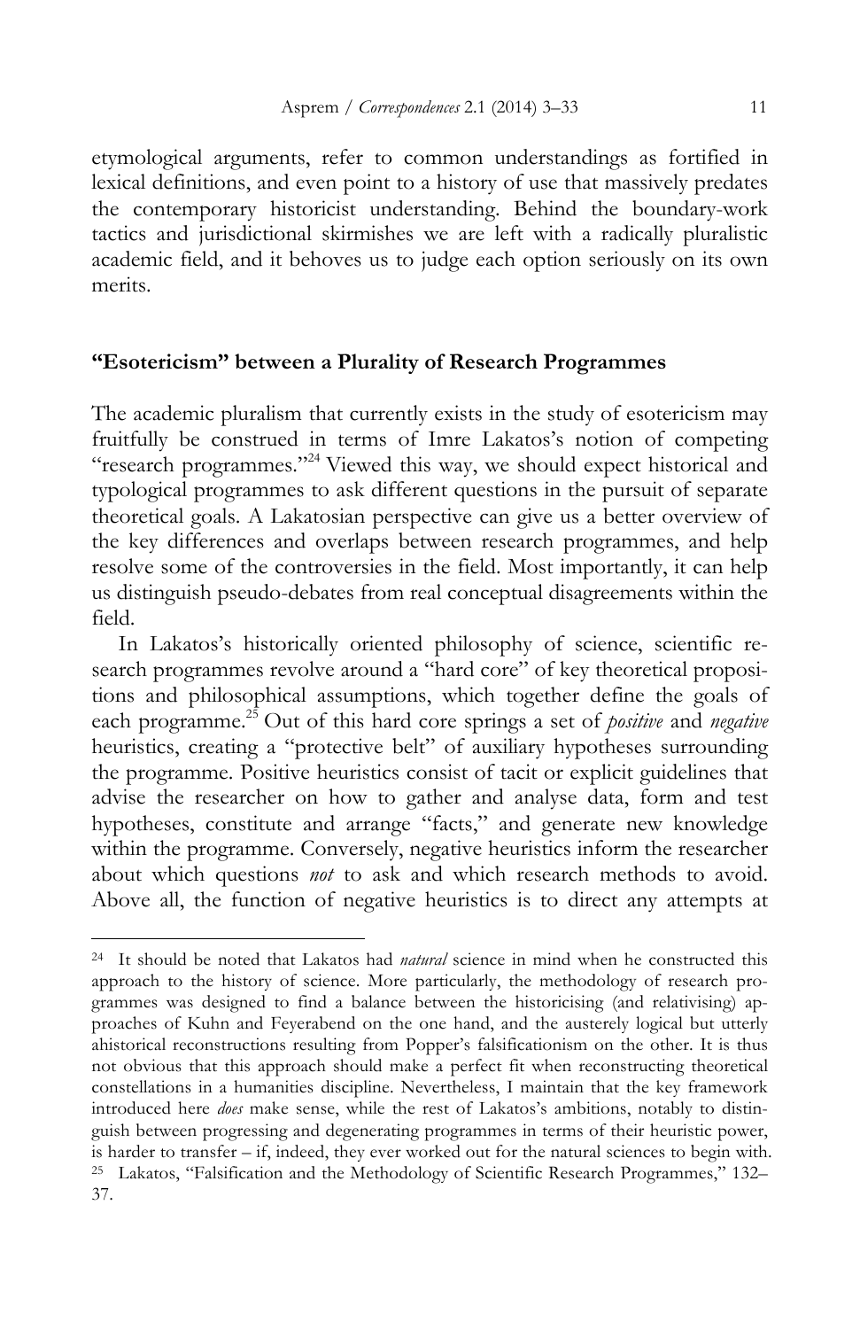etymological arguments, refer to common understandings as fortified in lexical definitions, and even point to a history of use that massively predates the contemporary historicist understanding. Behind the boundary-work tactics and jurisdictional skirmishes we are left with a radically pluralistic academic field, and it behoves us to judge each option seriously on its own merits.

## "Esotericism" between a Plurality of Research Programmes

The academic pluralism that currently exists in the study of esotericism may fruitfully be construed in terms of Imre Lakatos's notion of competing "research programmes."[24] Viewed this way, we should expect historical and typological programmes to ask different questions in the pursuit of separate theoretical goals. A Lakatosian perspective can give us a better overview of the key differences and overlaps between research programmes, and help resolve some of the controversies in the field. Most importantly, it can help us distinguish pseudo-debates from real conceptual disagreements within the field.

In Lakatos's historically oriented philosophy of science, scientific research programmes revolve around a "hard core" of key theoretical propositions and philosophical assumptions, which together define the goals of each programme.[25] Out of this hard core springs a set of *positive* and *negative* heuristics, creating a "protective belt" of auxiliary hypotheses surrounding the programme. Positive heuristics consist of tacit or explicit guidelines that advise the researcher on how to gather and analyse data, form and test hypotheses, constitute and arrange "facts," and generate new knowledge within the programme. Conversely, negative heuristics inform the researcher about which questions *not* to ask and which research methods to avoid. Above all, the function of negative heuristics is to direct any attempts at

---

[24] It should be noted that Lakatos had *natural* science in mind when he constructed this approach to the history of science. More particularly, the methodology of research programmes was designed to find a balance between the historicising (and relativising) approaches of Kuhn and Feyerabend on the one hand, and the austerely logical but utterly ahistorical reconstructions resulting from Popper's falsificationism on the other. It is thus not obvious that this approach should make a perfect fit when reconstructing theoretical constellations in a humanities discipline. Nevertheless, I maintain that the key framework introduced here *does* make sense, while the rest of Lakatos's ambitions, notably to distinguish between progressing and degenerating programmes in terms of their heuristic power, is harder to transfer – if, indeed, they ever worked out for the natural sciences to begin with.

[25] Lakatos, "Falsification and the Methodology of Scientific Research Programmes," 132–37.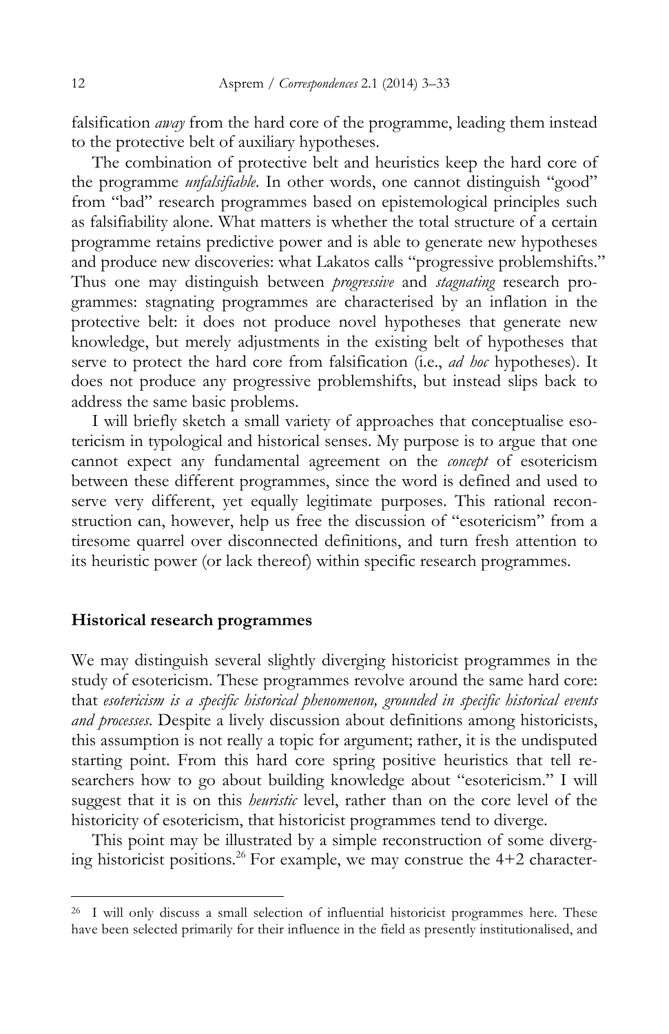falsification *away* from the hard core of the programme, leading them instead to the protective belt of auxiliary hypotheses.

The combination of protective belt and heuristics keep the hard core of the programme *unfalsifiable*. In other words, one cannot distinguish "good" from "bad" research programmes based on epistemological principles such as falsifiability alone. What matters is whether the total structure of a certain programme retains predictive power and is able to generate new hypotheses and produce new discoveries: what Lakatos calls "progressive problemshifts." Thus one may distinguish between *progressive* and *stagnating* research programmes: stagnating programmes are characterised by an inflation in the protective belt: it does not produce novel hypotheses that generate new knowledge, but merely adjustments in the existing belt of hypotheses that serve to protect the hard core from falsification (i.e., *ad hoc* hypotheses). It does not produce any progressive problemshifts, but instead slips back to address the same basic problems.

I will briefly sketch a small variety of approaches that conceptualise esotericism in typological and historical senses. My purpose is to argue that one cannot expect any fundamental agreement on the *concept* of esotericism between these different programmes, since the word is defined and used to serve very different, yet equally legitimate purposes. This rational reconstruction can, however, help us free the discussion of "esotericism" from a tiresome quarrel over disconnected definitions, and turn fresh attention to its heuristic power (or lack thereof) within specific research programmes.

## Historical research programmes

We may distinguish several slightly diverging historicist programmes in the study of esotericism. These programmes revolve around the same hard core: that *esotericism is a specific historical phenomenon, grounded in specific historical events and processes*. Despite a lively discussion about definitions among historicists, this assumption is not really a topic for argument; rather, it is the undisputed starting point. From this hard core spring positive heuristics that tell researchers how to go about building knowledge about "esotericism." I will suggest that it is on this *heuristic* level, rather than on the core level of the historicity of esotericism, that historicist programmes tend to diverge.

This point may be illustrated by a simple reconstruction of some diverging historicist positions.[26] For example, we may construe the 4+2 character-

[26] I will only discuss a small selection of influential historicist programmes here. These have been selected primarily for their influence in the field as presently institutionalised, and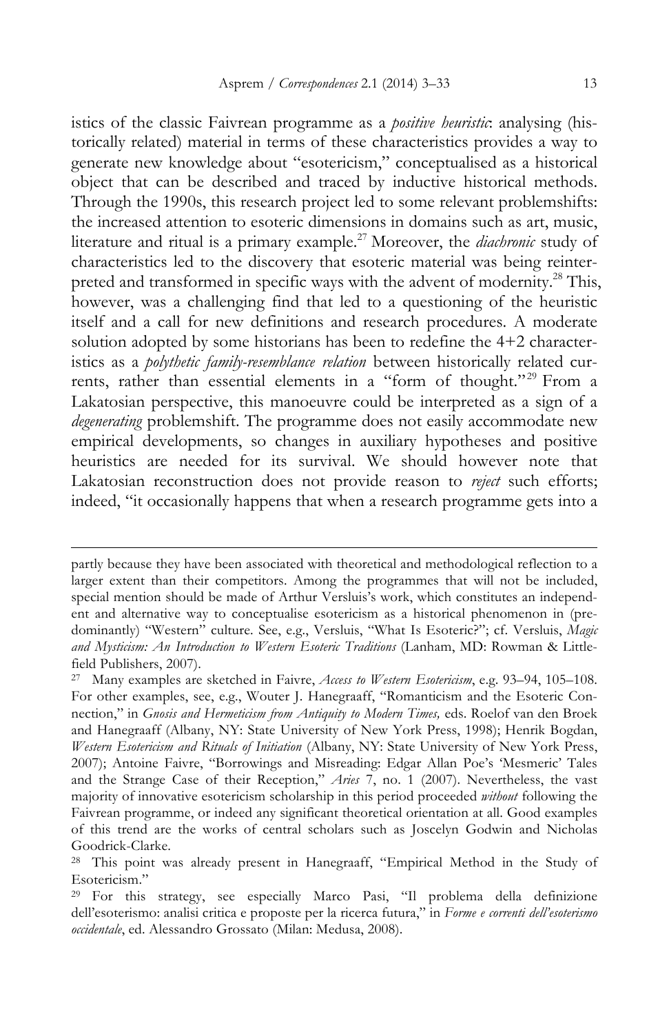istics of the classic Faivrean programme as a *positive heuristic*: analysing (historically related) material in terms of these characteristics provides a way to generate new knowledge about "esotericism," conceptualised as a historical object that can be described and traced by inductive historical methods. Through the 1990s, this research project led to some relevant problemshifts: the increased attention to esoteric dimensions in domains such as art, music, literature and ritual is a primary example.[27] Moreover, the *diachronic* study of characteristics led to the discovery that esoteric material was being reinterpreted and transformed in specific ways with the advent of modernity.[28] This, however, was a challenging find that led to a questioning of the heuristic itself and a call for new definitions and research procedures. A moderate solution adopted by some historians has been to redefine the 4+2 characteristics as a *polythetic family-resemblance relation* between historically related currents, rather than essential elements in a "form of thought."[29] From a Lakatosian perspective, this manoeuvre could be interpreted as a sign of a *degenerating* problemshift. The programme does not easily accommodate new empirical developments, so changes in auxiliary hypotheses and positive heuristics are needed for its survival. We should however note that Lakatosian reconstruction does not provide reason to *reject* such efforts; indeed, "it occasionally happens that when a research programme gets into a

---

partly because they have been associated with theoretical and methodological reflection to a larger extent than their competitors. Among the programmes that will not be included, special mention should be made of Arthur Versluis's work, which constitutes an independent and alternative way to conceptualise esotericism as a historical phenomenon in (predominantly) "Western" culture. See, e.g., Versluis, "What Is Esoteric?"; cf. Versluis, *Magic and Mysticism: An Introduction to Western Esoteric Traditions* (Lanham, MD: Rowman & Littlefield Publishers, 2007).

[27] Many examples are sketched in Faivre, *Access to Western Esotericism*, e.g. 93–94, 105–108. For other examples, see, e.g., Wouter J. Hanegraaff, "Romanticism and the Esoteric Connection," in *Gnosis and Hermeticism from Antiquity to Modern Times,* eds. Roelof van den Broek and Hanegraaff (Albany, NY: State University of New York Press, 1998); Henrik Bogdan, *Western Esotericism and Rituals of Initiation* (Albany, NY: State University of New York Press, 2007); Antoine Faivre, "Borrowings and Misreading: Edgar Allan Poe's 'Mesmeric' Tales and the Strange Case of their Reception," *Aries* 7, no. 1 (2007). Nevertheless, the vast majority of innovative esotericism scholarship in this period proceeded *without* following the Faivrean programme, or indeed any significant theoretical orientation at all. Good examples of this trend are the works of central scholars such as Joscelyn Godwin and Nicholas Goodrick-Clarke.

[28] This point was already present in Hanegraaff, "Empirical Method in the Study of Esotericism."

[29] For this strategy, see especially Marco Pasi, "Il problema della definizione dell'esoterismo: analisi critica e proposte per la ricerca futura," in *Forme e correnti dell'esoterismo occidentale*, ed. Alessandro Grossato (Milan: Medusa, 2008).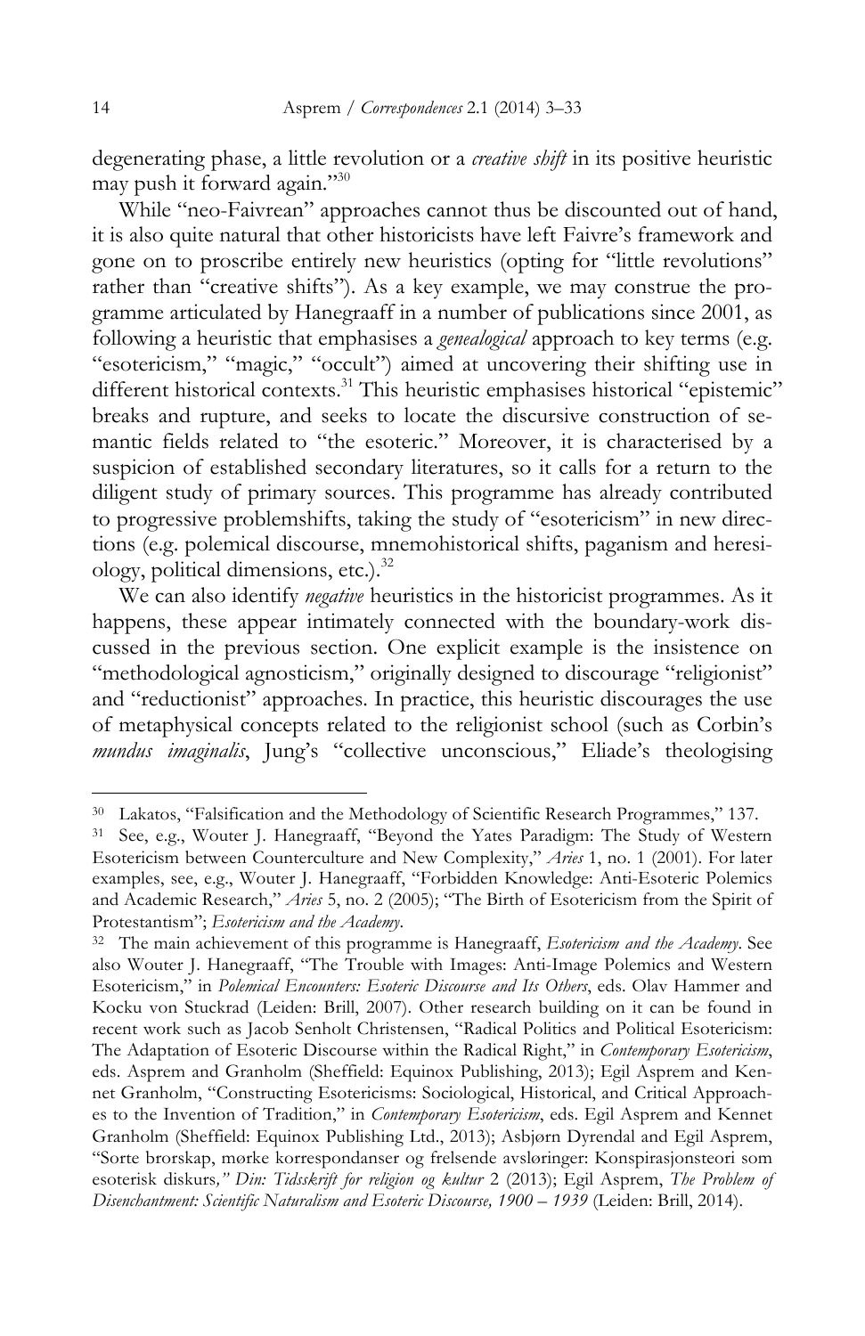degenerating phase, a little revolution or a *creative shift* in its positive heuristic may push it forward again."[30]

While "neo-Faivrean" approaches cannot thus be discounted out of hand, it is also quite natural that other historicists have left Faivre's framework and gone on to proscribe entirely new heuristics (opting for "little revolutions" rather than "creative shifts"). As a key example, we may construe the programme articulated by Hanegraaff in a number of publications since 2001, as following a heuristic that emphasises a *genealogical* approach to key terms (e.g. "esotericism," "magic," "occult") aimed at uncovering their shifting use in different historical contexts.[31] This heuristic emphasises historical "epistemic" breaks and rupture, and seeks to locate the discursive construction of semantic fields related to "the esoteric." Moreover, it is characterised by a suspicion of established secondary literatures, so it calls for a return to the diligent study of primary sources. This programme has already contributed to progressive problemshifts, taking the study of "esotericism" in new directions (e.g. polemical discourse, mnemohistorical shifts, paganism and heresiology, political dimensions, etc.).[32]

We can also identify *negative* heuristics in the historicist programmes. As it happens, these appear intimately connected with the boundary-work discussed in the previous section. One explicit example is the insistence on "methodological agnosticism," originally designed to discourage "religionist" and "reductionist" approaches. In practice, this heuristic discourages the use of metaphysical concepts related to the religionist school (such as Corbin's *mundus imaginalis*, Jung's "collective unconscious," Eliade's theologising

---

[30] Lakatos, "Falsification and the Methodology of Scientific Research Programmes," 137.

[31] See, e.g., Wouter J. Hanegraaff, "Beyond the Yates Paradigm: The Study of Western Esotericism between Counterculture and New Complexity," *Aries* 1, no. 1 (2001). For later examples, see, e.g., Wouter J. Hanegraaff, "Forbidden Knowledge: Anti-Esoteric Polemics and Academic Research," *Aries* 5, no. 2 (2005); "The Birth of Esotericism from the Spirit of Protestantism"; *Esotericism and the Academy*.

[32] The main achievement of this programme is Hanegraaff, *Esotericism and the Academy*. See also Wouter J. Hanegraaff, "The Trouble with Images: Anti-Image Polemics and Western Esotericism," in *Polemical Encounters: Esoteric Discourse and Its Others*, eds. Olav Hammer and Kocku von Stuckrad (Leiden: Brill, 2007). Other research building on it can be found in recent work such as Jacob Senholt Christensen, "Radical Politics and Political Esotericism: The Adaptation of Esoteric Discourse within the Radical Right," in *Contemporary Esotericism*, eds. Asprem and Granholm (Sheffield: Equinox Publishing, 2013); Egil Asprem and Kennet Granholm, "Constructing Esotericisms: Sociological, Historical, and Critical Approaches to the Invention of Tradition," in *Contemporary Esotericism*, eds. Egil Asprem and Kennet Granholm (Sheffield: Equinox Publishing Ltd., 2013); Asbjørn Dyrendal and Egil Asprem, "Sorte brorskap, mørke korrespondanser og frelsende avsløringer: Konspirasjonsteori som esoterisk diskurs," *Din: Tidsskrift for religion og kultur* 2 (2013); Egil Asprem, *The Problem of Disenchantment: Scientific Naturalism and Esoteric Discourse, 1900 – 1939* (Leiden: Brill, 2014).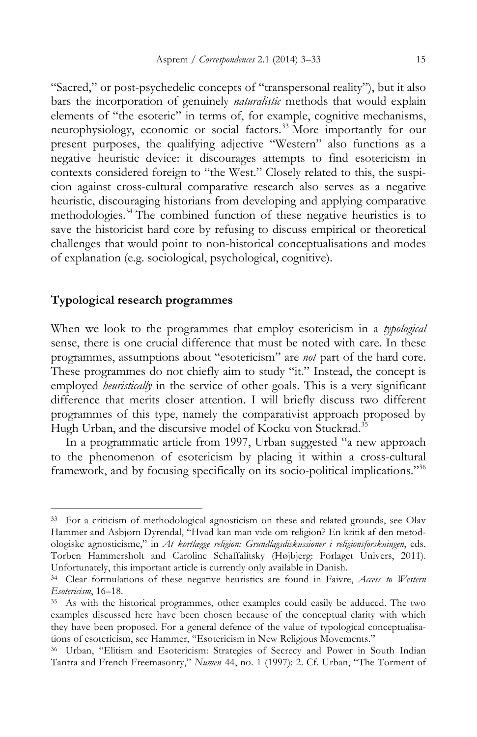"Sacred," or post-psychedelic concepts of "transpersonal reality"), but it also bars the incorporation of genuinely *naturalistic* methods that would explain elements of "the esoteric" in terms of, for example, cognitive mechanisms, neurophysiology, economic or social factors.[33] More importantly for our present purposes, the qualifying adjective "Western" also functions as a negative heuristic device: it discourages attempts to find esotericism in contexts considered foreign to "the West." Closely related to this, the suspicion against cross-cultural comparative research also serves as a negative heuristic, discouraging historians from developing and applying comparative methodologies.[34] The combined function of these negative heuristics is to save the historicist hard core by refusing to discuss empirical or theoretical challenges that would point to non-historical conceptualisations and modes of explanation (e.g. sociological, psychological, cognitive).

## Typological research programmes

When we look to the programmes that employ esotericism in a *typological* sense, there is one crucial difference that must be noted with care. In these programmes, assumptions about "esotericism" are *not* part of the hard core. These programmes do not chiefly aim to study "it." Instead, the concept is employed *heuristically* in the service of other goals. This is a very significant difference that merits closer attention. I will briefly discuss two different programmes of this type, namely the comparativist approach proposed by Hugh Urban, and the discursive model of Kocku von Stuckrad.[35]

In a programmatic article from 1997, Urban suggested "a new approach to the phenomenon of esotericism by placing it within a cross-cultural framework, and by focusing specifically on its socio-political implications."[36]

---

[33] For a criticism of methodological agnosticism on these and related grounds, see Olav Hammer and Asbjørn Dyrendal, "Hvad kan man vide om religion? En kritik af den metodologiske agnosticisme," in *At kortlægge religion: Grundlagsdiskussioner i religionsforskningen*, eds. Torben Hammersholt and Caroline Schaffalitsky (Højbjerg: Forlaget Univers, 2011). Unfortunately, this important article is currently only available in Danish.

[34] Clear formulations of these negative heuristics are found in Faivre, *Access to Western Esotericism*, 16–18.

[35] As with the historical programmes, other examples could easily be adduced. The two examples discussed here have been chosen because of the conceptual clarity with which they have been proposed. For a general defence of the value of typological conceptualisations of esotericism, see Hammer, "Esotericism in New Religious Movements."

[36] Urban, "Elitism and Esotericism: Strategies of Secrecy and Power in South Indian Tantra and French Freemasonry," *Numen* 44, no. 1 (1997): 2. Cf. Urban, "The Torment of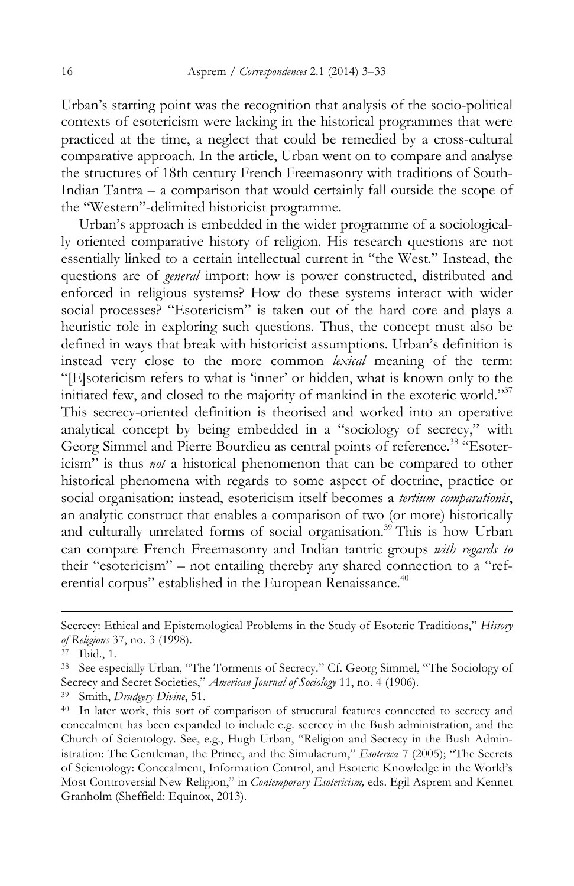Urban's starting point was the recognition that analysis of the socio-political contexts of esotericism were lacking in the historical programmes that were practiced at the time, a neglect that could be remedied by a cross-cultural comparative approach. In the article, Urban went on to compare and analyse the structures of 18th century French Freemasonry with traditions of South-Indian Tantra – a comparison that would certainly fall outside the scope of the "Western"-delimited historicist programme.

Urban's approach is embedded in the wider programme of a sociologically oriented comparative history of religion. His research questions are not essentially linked to a certain intellectual current in "the West." Instead, the questions are of *general* import: how is power constructed, distributed and enforced in religious systems? How do these systems interact with wider social processes? "Esotericism" is taken out of the hard core and plays a heuristic role in exploring such questions. Thus, the concept must also be defined in ways that break with historicist assumptions. Urban's definition is instead very close to the more common *lexical* meaning of the term: "[E]sotericism refers to what is 'inner' or hidden, what is known only to the initiated few, and closed to the majority of mankind in the exoteric world."[37] This secrecy-oriented definition is theorised and worked into an operative analytical concept by being embedded in a "sociology of secrecy," with Georg Simmel and Pierre Bourdieu as central points of reference.[38] "Esotericism" is thus *not* a historical phenomenon that can be compared to other historical phenomena with regards to some aspect of doctrine, practice or social organisation: instead, esotericism itself becomes a *tertium comparationis*, an analytic construct that enables a comparison of two (or more) historically and culturally unrelated forms of social organisation.[39] This is how Urban can compare French Freemasonry and Indian tantric groups *with regards to* their "esotericism" – not entailing thereby any shared connection to a "referential corpus" established in the European Renaissance.[40]

---

Secrecy: Ethical and Epistemological Problems in the Study of Esoteric Traditions," *History of Religions* 37, no. 3 (1998).

[37] Ibid., 1.

[38] See especially Urban, "The Torments of Secrecy." Cf. Georg Simmel, "The Sociology of Secrecy and Secret Societies," *American Journal of Sociology* 11, no. 4 (1906).

[39] Smith, *Drudgery Divine*, 51.

[40] In later work, this sort of comparison of structural features connected to secrecy and concealment has been expanded to include e.g. secrecy in the Bush administration, and the Church of Scientology. See, e.g., Hugh Urban, "Religion and Secrecy in the Bush Administration: The Gentleman, the Prince, and the Simulacrum," *Esoterica* 7 (2005); "The Secrets of Scientology: Concealment, Information Control, and Esoteric Knowledge in the World's Most Controversial New Religion," in *Contemporary Esotericism,* eds. Egil Asprem and Kennet Granholm (Sheffield: Equinox, 2013).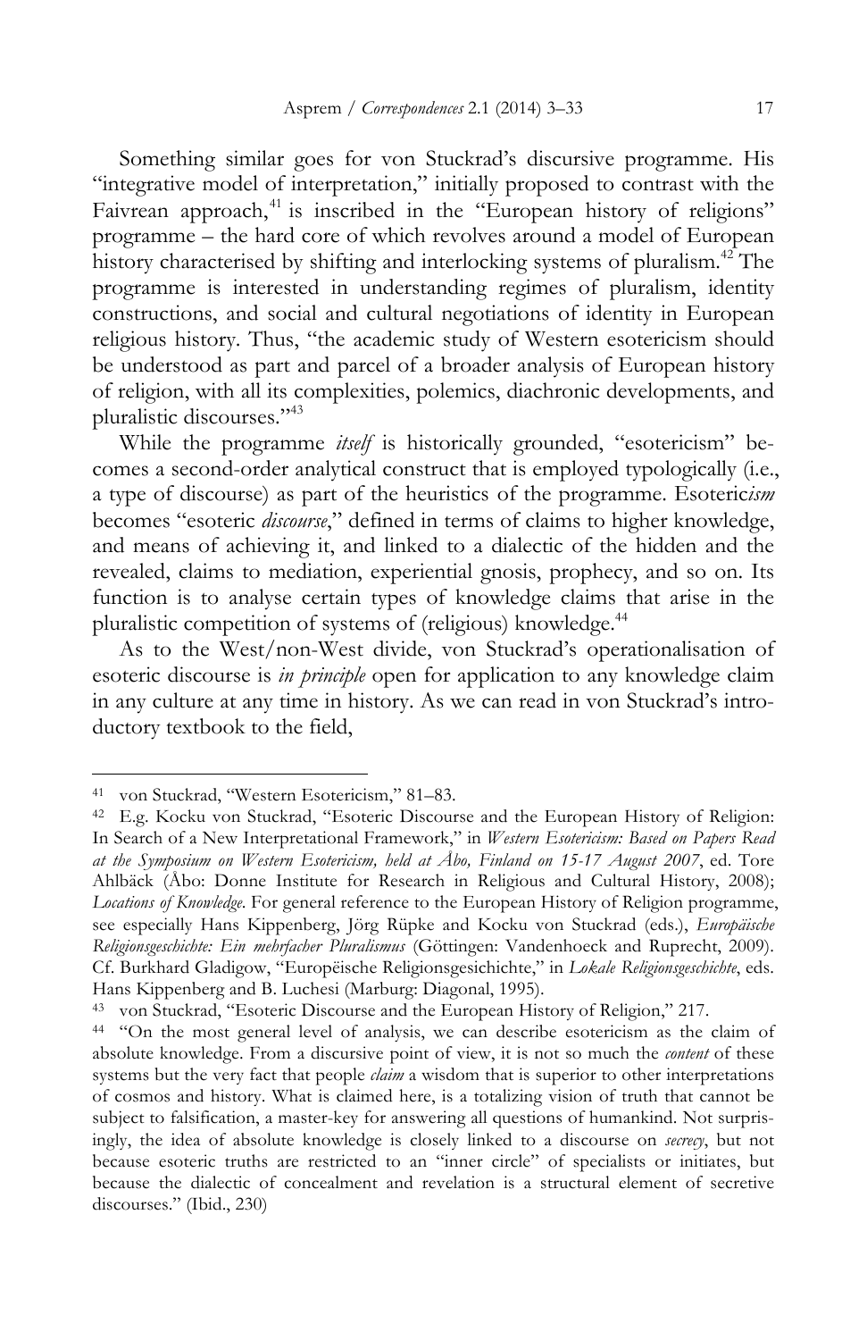Something similar goes for von Stuckrad's discursive programme. His "integrative model of interpretation," initially proposed to contrast with the Faivrean approach,[41] is inscribed in the "European history of religions" programme – the hard core of which revolves around a model of European history characterised by shifting and interlocking systems of pluralism.[42] The programme is interested in understanding regimes of pluralism, identity constructions, and social and cultural negotiations of identity in European religious history. Thus, "the academic study of Western esotericism should be understood as part and parcel of a broader analysis of European history of religion, with all its complexities, polemics, diachronic developments, and pluralistic discourses."[43]

While the programme *itself* is historically grounded, "esotericism" becomes a second-order analytical construct that is employed typologically (i.e., a type of discourse) as part of the heuristics of the programme. Esoteric*ism* becomes "esoteric *discourse*," defined in terms of claims to higher knowledge, and means of achieving it, and linked to a dialectic of the hidden and the revealed, claims to mediation, experiential gnosis, prophecy, and so on. Its function is to analyse certain types of knowledge claims that arise in the pluralistic competition of systems of (religious) knowledge.[44]

As to the West/non-West divide, von Stuckrad's operationalisation of esoteric discourse is *in principle* open for application to any knowledge claim in any culture at any time in history. As we can read in von Stuckrad's introductory textbook to the field,

---

41 von Stuckrad, "Western Esotericism," 81–83.

42 E.g. Kocku von Stuckrad, "Esoteric Discourse and the European History of Religion: In Search of a New Interpretational Framework," in *Western Esotericism: Based on Papers Read at the Symposium on Western Esotericism, held at Åbo, Finland on 15-17 August 2007*, ed. Tore Ahlbäck (Åbo: Donne Institute for Research in Religious and Cultural History, 2008); *Locations of Knowledge*. For general reference to the European History of Religion programme, see especially Hans Kippenberg, Jörg Rüpke and Kocku von Stuckrad (eds.), *Europäische Religionsgeschichte: Ein mehrfacher Pluralismus* (Göttingen: Vandenhoeck and Ruprecht, 2009). Cf. Burkhard Gladigow, "Europëische Religionsgesichichte," in *Lokale Religionsgeschichte*, eds. Hans Kippenberg and B. Luchesi (Marburg: Diagonal, 1995).

43 von Stuckrad, "Esoteric Discourse and the European History of Religion," 217.

44 "On the most general level of analysis, we can describe esotericism as the claim of absolute knowledge. From a discursive point of view, it is not so much the *content* of these systems but the very fact that people *claim* a wisdom that is superior to other interpretations of cosmos and history. What is claimed here, is a totalizing vision of truth that cannot be subject to falsification, a master-key for answering all questions of humankind. Not surprisingly, the idea of absolute knowledge is closely linked to a discourse on *secrecy*, but not because esoteric truths are restricted to an "inner circle" of specialists or initiates, but because the dialectic of concealment and revelation is a structural element of secretive discourses." (Ibid., 230)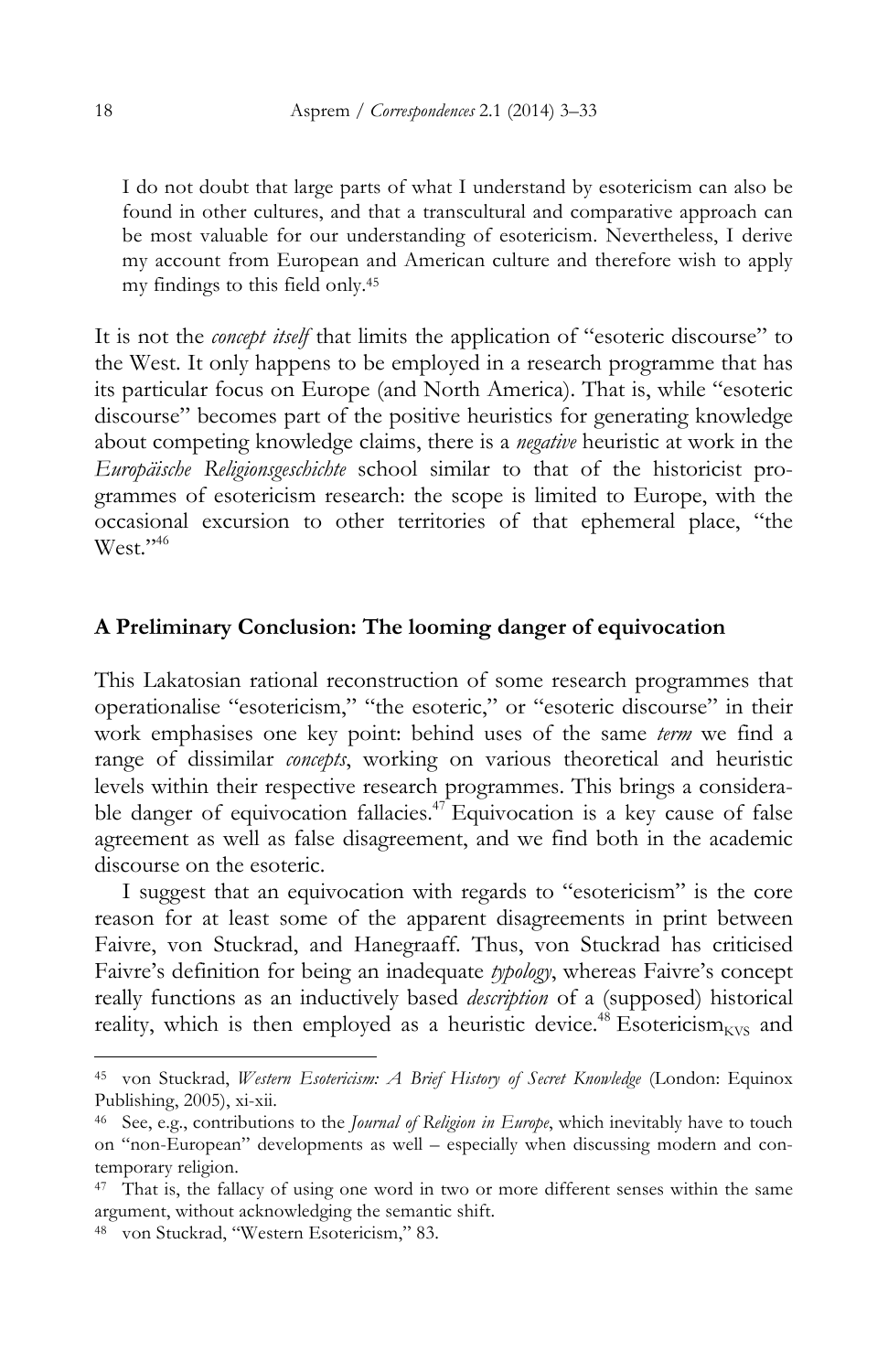> I do not doubt that large parts of what I understand by esotericism can also be found in other cultures, and that a transcultural and comparative approach can be most valuable for our understanding of esotericism. Nevertheless, I derive my account from European and American culture and therefore wish to apply my findings to this field only.[45]

It is not the *concept itself* that limits the application of "esoteric discourse" to the West. It only happens to be employed in a research programme that has its particular focus on Europe (and North America). That is, while "esoteric discourse" becomes part of the positive heuristics for generating knowledge about competing knowledge claims, there is a *negative* heuristic at work in the *Europäische Religionsgeschichte* school similar to that of the historicist programmes of esotericism research: the scope is limited to Europe, with the occasional excursion to other territories of that ephemeral place, "the West."[46]

### A Preliminary Conclusion: The looming danger of equivocation

This Lakatosian rational reconstruction of some research programmes that operationalise "esotericism," "the esoteric," or "esoteric discourse" in their work emphasises one key point: behind uses of the same *term* we find a range of dissimilar *concepts*, working on various theoretical and heuristic levels within their respective research programmes. This brings a considerable danger of equivocation fallacies.[47] Equivocation is a key cause of false agreement as well as false disagreement, and we find both in the academic discourse on the esoteric.

I suggest that an equivocation with regards to "esotericism" is the core reason for at least some of the apparent disagreements in print between Faivre, von Stuckrad, and Hanegraaff. Thus, von Stuckrad has criticised Faivre's definition for being an inadequate *typology*, whereas Faivre's concept really functions as an inductively based *description* of a (supposed) historical reality, which is then employed as a heuristic device.[48] Esotericism$_{KVS}$ and

---

[45] von Stuckrad, *Western Esotericism: A Brief History of Secret Knowledge* (London: Equinox Publishing, 2005), xi-xii.

[46] See, e.g., contributions to the *Journal of Religion in Europe*, which inevitably have to touch on "non-European" developments as well – especially when discussing modern and contemporary religion.

[47] That is, the fallacy of using one word in two or more different senses within the same argument, without acknowledging the semantic shift.

[48] von Stuckrad, "Western Esotericism," 83.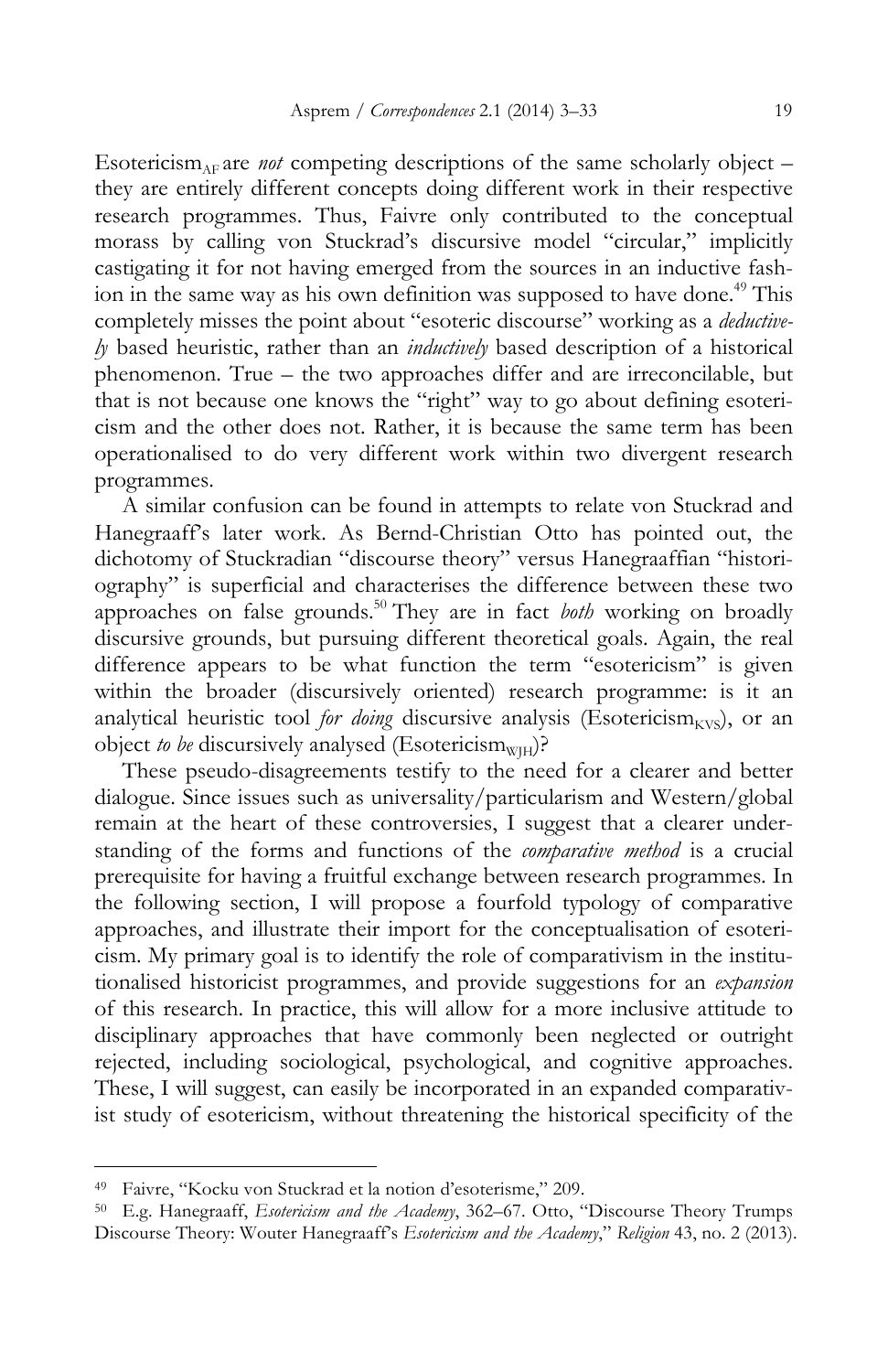Esotericism$_{AF}$ are *not* competing descriptions of the same scholarly object – they are entirely different concepts doing different work in their respective research programmes. Thus, Faivre only contributed to the conceptual morass by calling von Stuckrad's discursive model "circular," implicitly castigating it for not having emerged from the sources in an inductive fashion in the same way as his own definition was supposed to have done.[49] This completely misses the point about "esoteric discourse" working as a *deductively* based heuristic, rather than an *inductively* based description of a historical phenomenon. True – the two approaches differ and are irreconcilable, but that is not because one knows the "right" way to go about defining esotericism and the other does not. Rather, it is because the same term has been operationalised to do very different work within two divergent research programmes.

A similar confusion can be found in attempts to relate von Stuckrad and Hanegraaff's later work. As Bernd-Christian Otto has pointed out, the dichotomy of Stuckradian "discourse theory" versus Hanegraaffian "historiography" is superficial and characterises the difference between these two approaches on false grounds.[50] They are in fact *both* working on broadly discursive grounds, but pursuing different theoretical goals. Again, the real difference appears to be what function the term "esotericism" is given within the broader (discursively oriented) research programme: is it an analytical heuristic tool *for doing* discursive analysis (Esotericism$_{KVS}$), or an object *to be* discursively analysed (Esotericism$_{WJH}$)?

These pseudo-disagreements testify to the need for a clearer and better dialogue. Since issues such as universality/particularism and Western/global remain at the heart of these controversies, I suggest that a clearer understanding of the forms and functions of the *comparative method* is a crucial prerequisite for having a fruitful exchange between research programmes. In the following section, I will propose a fourfold typology of comparative approaches, and illustrate their import for the conceptualisation of esotericism. My primary goal is to identify the role of comparativism in the institutionalised historicist programmes, and provide suggestions for an *expansion* of this research. In practice, this will allow for a more inclusive attitude to disciplinary approaches that have commonly been neglected or outright rejected, including sociological, psychological, and cognitive approaches. These, I will suggest, can easily be incorporated in an expanded comparativist study of esotericism, without threatening the historical specificity of the

---

49 Faivre, "Kocku von Stuckrad et la notion d'esoterisme," 209.

50 E.g. Hanegraaff, *Esotericism and the Academy*, 362–67. Otto, "Discourse Theory Trumps Discourse Theory: Wouter Hanegraaff's *Esotericism and the Academy*," *Religion* 43, no. 2 (2013).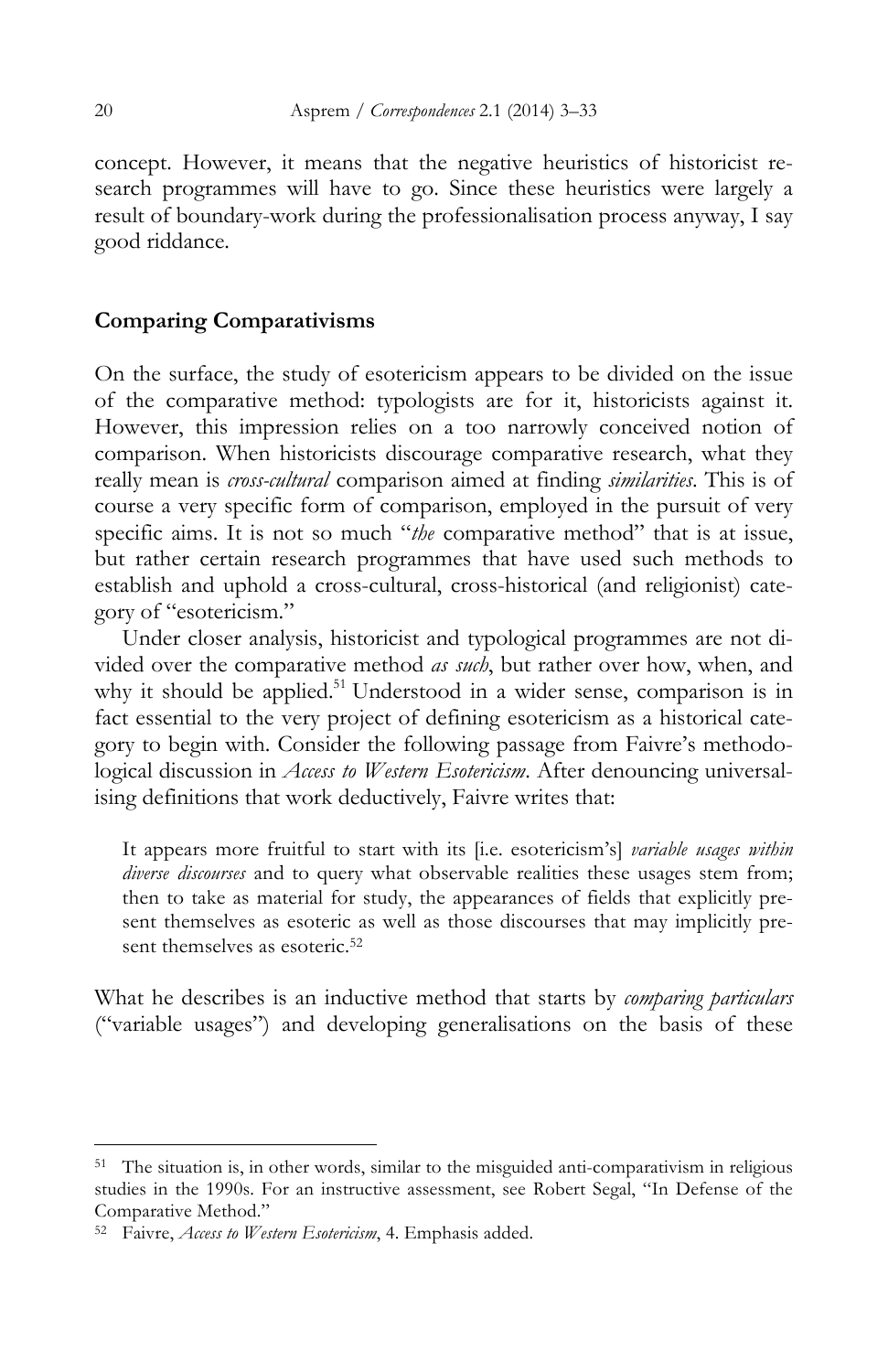concept. However, it means that the negative heuristics of historicist research programmes will have to go. Since these heuristics were largely a result of boundary-work during the professionalisation process anyway, I say good riddance.

## Comparing Comparativisms

On the surface, the study of esotericism appears to be divided on the issue of the comparative method: typologists are for it, historicists against it. However, this impression relies on a too narrowly conceived notion of comparison. When historicists discourage comparative research, what they really mean is *cross-cultural* comparison aimed at finding *similarities*. This is of course a very specific form of comparison, employed in the pursuit of very specific aims. It is not so much "*the* comparative method" that is at issue, but rather certain research programmes that have used such methods to establish and uphold a cross-cultural, cross-historical (and religionist) category of "esotericism."

Under closer analysis, historicist and typological programmes are not divided over the comparative method *as such*, but rather over how, when, and why it should be applied.[51] Understood in a wider sense, comparison is in fact essential to the very project of defining esotericism as a historical category to begin with. Consider the following passage from Faivre's methodological discussion in *Access to Western Esotericism*. After denouncing universalising definitions that work deductively, Faivre writes that:

> It appears more fruitful to start with its [i.e. esotericism's] *variable usages within diverse discourses* and to query what observable realities these usages stem from; then to take as material for study, the appearances of fields that explicitly present themselves as esoteric as well as those discourses that may implicitly present themselves as esoteric.[52]

What he describes is an inductive method that starts by *comparing particulars* ("variable usages") and developing generalisations on the basis of these

---

[51] The situation is, in other words, similar to the misguided anti-comparativism in religious studies in the 1990s. For an instructive assessment, see Robert Segal, "In Defense of the Comparative Method."

[52] Faivre, *Access to Western Esotericism*, 4. Emphasis added.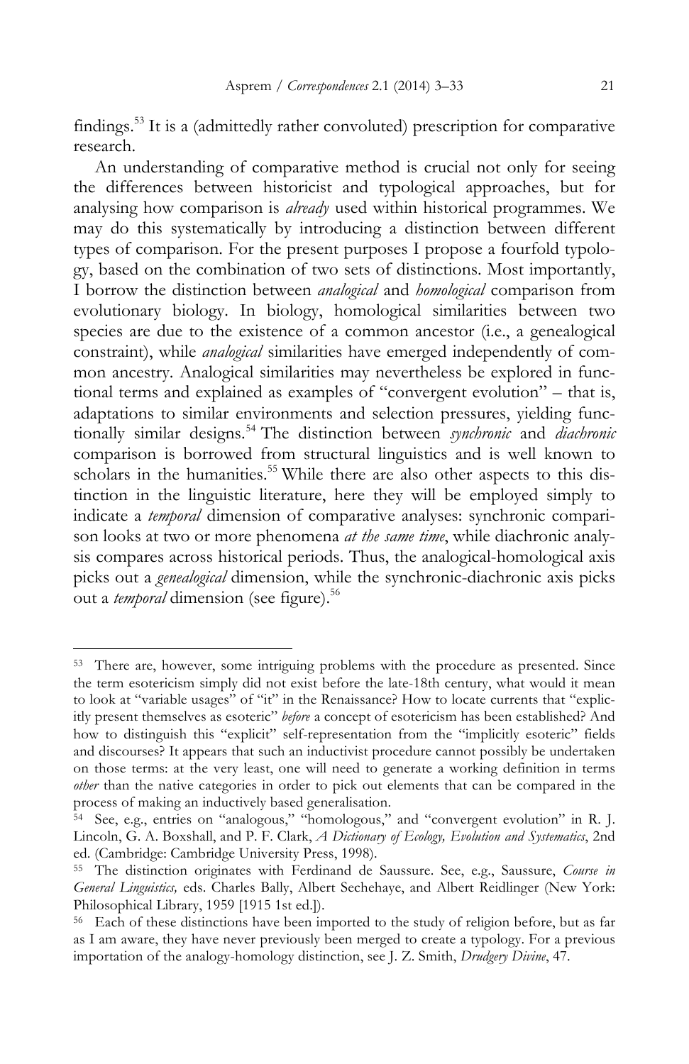findings.[53] It is a (admittedly rather convoluted) prescription for comparative research.

An understanding of comparative method is crucial not only for seeing the differences between historicist and typological approaches, but for analysing how comparison is *already* used within historical programmes. We may do this systematically by introducing a distinction between different types of comparison. For the present purposes I propose a fourfold typology, based on the combination of two sets of distinctions. Most importantly, I borrow the distinction between *analogical* and *homological* comparison from evolutionary biology. In biology, homological similarities between two species are due to the existence of a common ancestor (i.e., a genealogical constraint), while *analogical* similarities have emerged independently of common ancestry. Analogical similarities may nevertheless be explored in functional terms and explained as examples of "convergent evolution" – that is, adaptations to similar environments and selection pressures, yielding functionally similar designs.[54] The distinction between *synchronic* and *diachronic* comparison is borrowed from structural linguistics and is well known to scholars in the humanities.[55] While there are also other aspects to this distinction in the linguistic literature, here they will be employed simply to indicate a *temporal* dimension of comparative analyses: synchronic comparison looks at two or more phenomena *at the same time*, while diachronic analysis compares across historical periods. Thus, the analogical-homological axis picks out a *genealogical* dimension, while the synchronic-diachronic axis picks out a *temporal* dimension (see figure).[56]

---

[53] There are, however, some intriguing problems with the procedure as presented. Since the term esotericism simply did not exist before the late-18th century, what would it mean to look at "variable usages" of "it" in the Renaissance? How to locate currents that "explicitly present themselves as esoteric" *before* a concept of esotericism has been established? And how to distinguish this "explicit" self-representation from the "implicitly esoteric" fields and discourses? It appears that such an inductivist procedure cannot possibly be undertaken on those terms: at the very least, one will need to generate a working definition in terms *other* than the native categories in order to pick out elements that can be compared in the process of making an inductively based generalisation.

[54] See, e.g., entries on "analogous," "homologous," and "convergent evolution" in R. J. Lincoln, G. A. Boxshall, and P. F. Clark, *A Dictionary of Ecology, Evolution and Systematics*, 2nd ed. (Cambridge: Cambridge University Press, 1998).

[55] The distinction originates with Ferdinand de Saussure. See, e.g., Saussure, *Course in General Linguistics,* eds. Charles Bally, Albert Sechehaye, and Albert Reidlinger (New York: Philosophical Library, 1959 [1915 1st ed.]).

[56] Each of these distinctions have been imported to the study of religion before, but as far as I am aware, they have never previously been merged to create a typology. For a previous importation of the analogy-homology distinction, see J. Z. Smith, *Drudgery Divine*, 47.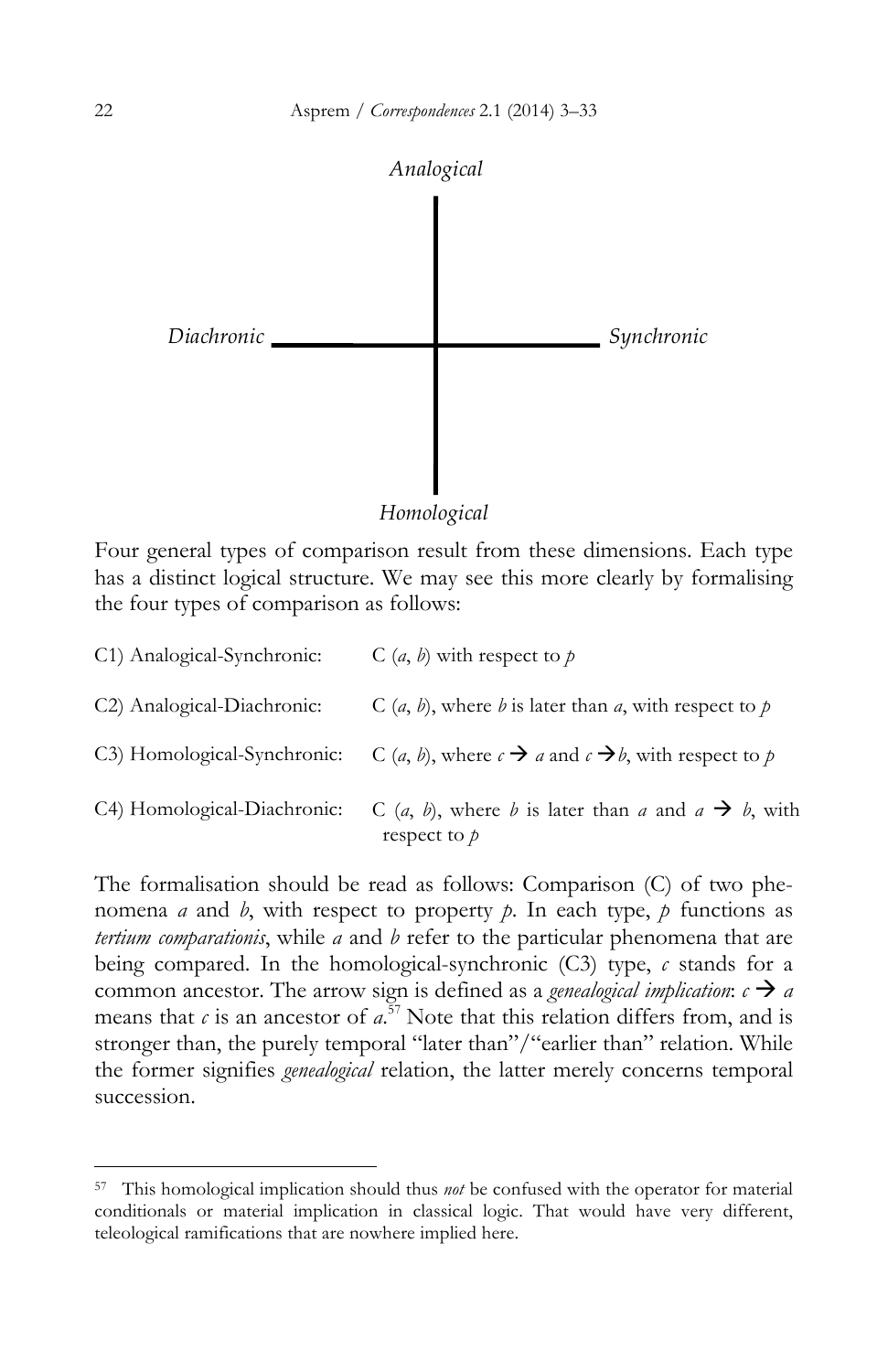*Analogical*

*Diachronic* — *Synchronic*

*Homological*

Four general types of comparison result from these dimensions. Each type has a distinct logical structure. We may see this more clearly by formalising the four types of comparison as follows:

| | |
|---|---|
| C1) Analogical-Synchronic: | C ($a$, $b$) with respect to $p$ |
| C2) Analogical-Diachronic: | C ($a$, $b$), where $b$ is later than $a$, with respect to $p$ |
| C3) Homological-Synchronic: | C ($a$, $b$), where $c \rightarrow a$ and $c \rightarrow b$, with respect to $p$ |
| C4) Homological-Diachronic: | C ($a$, $b$), where $b$ is later than $a$ and $a \rightarrow b$, with respect to $p$ |

The formalisation should be read as follows: Comparison (C) of two phenomena $a$ and $b$, with respect to property $p$. In each type, $p$ functions as *tertium comparationis*, while $a$ and $b$ refer to the particular phenomena that are being compared. In the homological-synchronic (C3) type, $c$ stands for a common ancestor. The arrow sign is defined as a *genealogical implication*: $c \rightarrow a$ means that $c$ is an ancestor of $a$.[57] Note that this relation differs from, and is stronger than, the purely temporal "later than"/"earlier than" relation. While the former signifies *genealogical* relation, the latter merely concerns temporal succession.

---

[57] This homological implication should thus *not* be confused with the operator for material conditionals or material implication in classical logic. That would have very different, teleological ramifications that are nowhere implied here.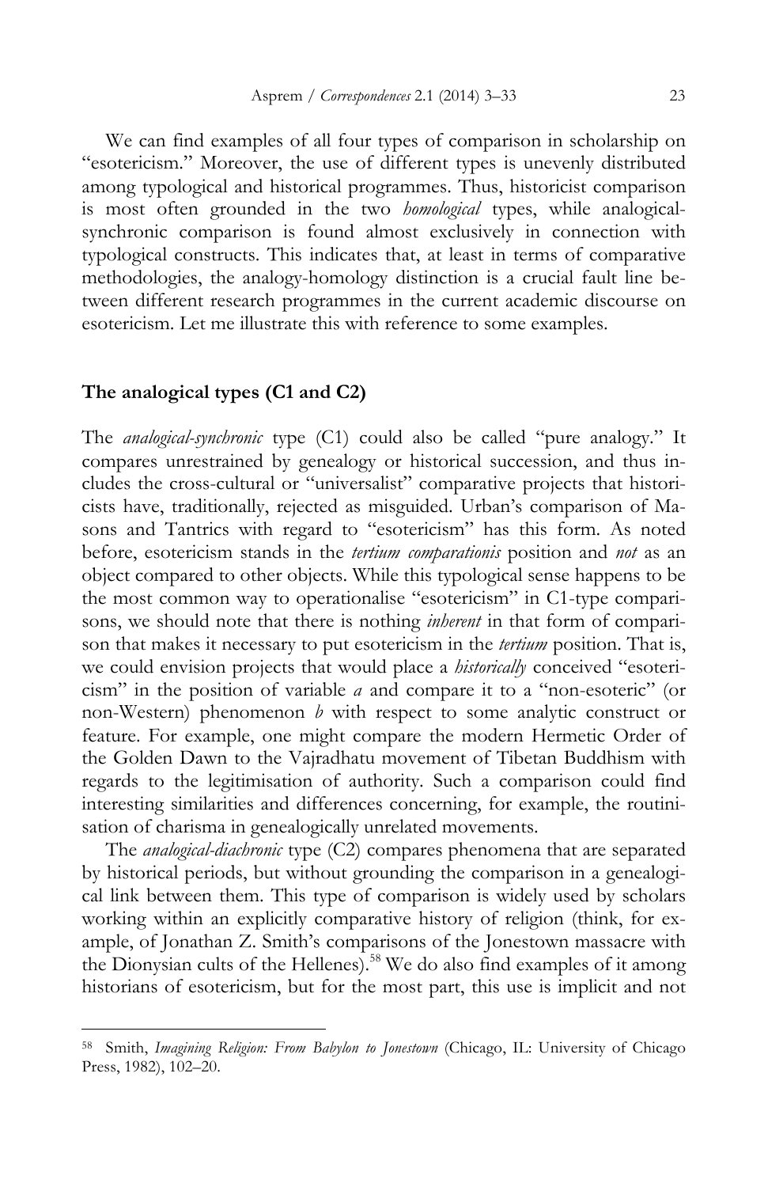We can find examples of all four types of comparison in scholarship on "esotericism." Moreover, the use of different types is unevenly distributed among typological and historical programmes. Thus, historicist comparison is most often grounded in the two *homological* types, while analogical-synchronic comparison is found almost exclusively in connection with typological constructs. This indicates that, at least in terms of comparative methodologies, the analogy-homology distinction is a crucial fault line between different research programmes in the current academic discourse on esotericism. Let me illustrate this with reference to some examples.

## The analogical types (C1 and C2)

The *analogical-synchronic* type (C1) could also be called "pure analogy." It compares unrestrained by genealogy or historical succession, and thus includes the cross-cultural or "universalist" comparative projects that historicists have, traditionally, rejected as misguided. Urban's comparison of Masons and Tantrics with regard to "esotericism" has this form. As noted before, esotericism stands in the *tertium comparationis* position and *not* as an object compared to other objects. While this typological sense happens to be the most common way to operationalise "esotericism" in C1-type comparisons, we should note that there is nothing *inherent* in that form of comparison that makes it necessary to put esotericism in the *tertium* position. That is, we could envision projects that would place a *historically* conceived "esotericism" in the position of variable *a* and compare it to a "non-esoteric" (or non-Western) phenomenon *b* with respect to some analytic construct or feature. For example, one might compare the modern Hermetic Order of the Golden Dawn to the Vajradhatu movement of Tibetan Buddhism with regards to the legitimisation of authority. Such a comparison could find interesting similarities and differences concerning, for example, the routinisation of charisma in genealogically unrelated movements.

The *analogical-diachronic* type (C2) compares phenomena that are separated by historical periods, but without grounding the comparison in a genealogical link between them. This type of comparison is widely used by scholars working within an explicitly comparative history of religion (think, for example, of Jonathan Z. Smith's comparisons of the Jonestown massacre with the Dionysian cults of the Hellenes).[58] We do also find examples of it among historians of esotericism, but for the most part, this use is implicit and not

---

[58] Smith, *Imagining Religion: From Babylon to Jonestown* (Chicago, IL: University of Chicago Press, 1982), 102–20.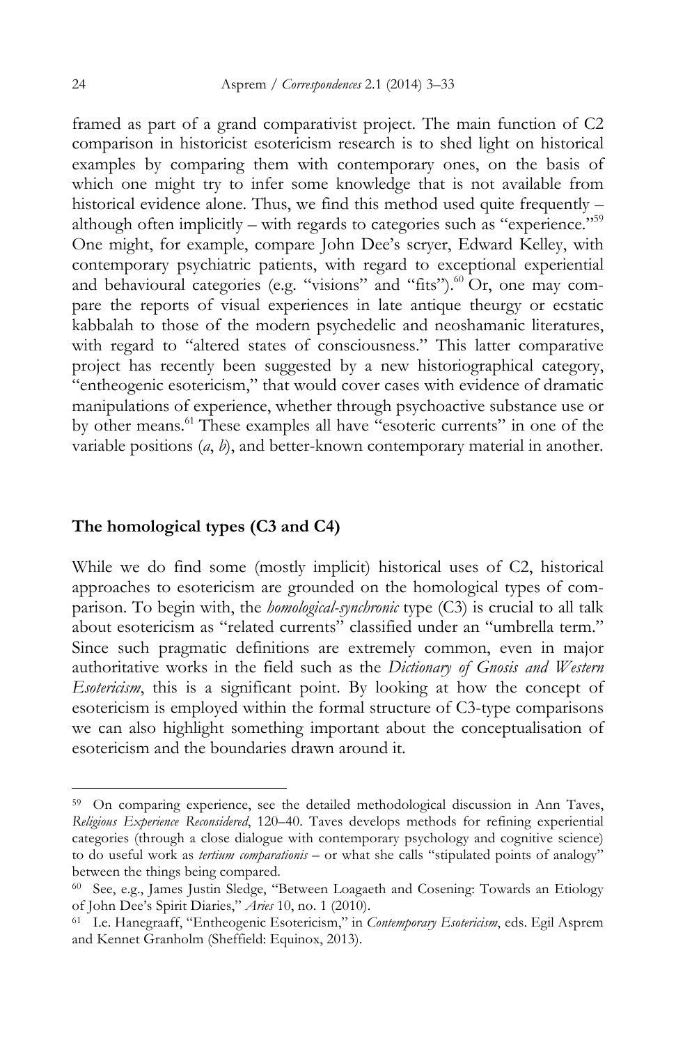framed as part of a grand comparativist project. The main function of C2 comparison in historicist esotericism research is to shed light on historical examples by comparing them with contemporary ones, on the basis of which one might try to infer some knowledge that is not available from historical evidence alone. Thus, we find this method used quite frequently – although often implicitly – with regards to categories such as "experience."[59] One might, for example, compare John Dee's scryer, Edward Kelley, with contemporary psychiatric patients, with regard to exceptional experiential and behavioural categories (e.g. "visions" and "fits").[60] Or, one may compare the reports of visual experiences in late antique theurgy or ecstatic kabbalah to those of the modern psychedelic and neoshamanic literatures, with regard to "altered states of consciousness." This latter comparative project has recently been suggested by a new historiographical category, "entheogenic esotericism," that would cover cases with evidence of dramatic manipulations of experience, whether through psychoactive substance use or by other means.[61] These examples all have "esoteric currents" in one of the variable positions (*a*, *b*), and better-known contemporary material in another.

### The homological types (C3 and C4)

While we do find some (mostly implicit) historical uses of C2, historical approaches to esotericism are grounded on the homological types of comparison. To begin with, the *homological-synchronic* type (C3) is crucial to all talk about esotericism as "related currents" classified under an "umbrella term." Since such pragmatic definitions are extremely common, even in major authoritative works in the field such as the *Dictionary of Gnosis and Western Esotericism*, this is a significant point. By looking at how the concept of esotericism is employed within the formal structure of C3-type comparisons we can also highlight something important about the conceptualisation of esotericism and the boundaries drawn around it.

---

[59] On comparing experience, see the detailed methodological discussion in Ann Taves, *Religious Experience Reconsidered*, 120–40. Taves develops methods for refining experiential categories (through a close dialogue with contemporary psychology and cognitive science) to do useful work as *tertium comparationis* – or what she calls "stipulated points of analogy" between the things being compared.

[60] See, e.g., James Justin Sledge, "Between Loagaeth and Cosening: Towards an Etiology of John Dee's Spirit Diaries," *Aries* 10, no. 1 (2010).

[61] I.e. Hanegraaff, "Entheogenic Esotericism," in *Contemporary Esotericism*, eds. Egil Asprem and Kennet Granholm (Sheffield: Equinox, 2013).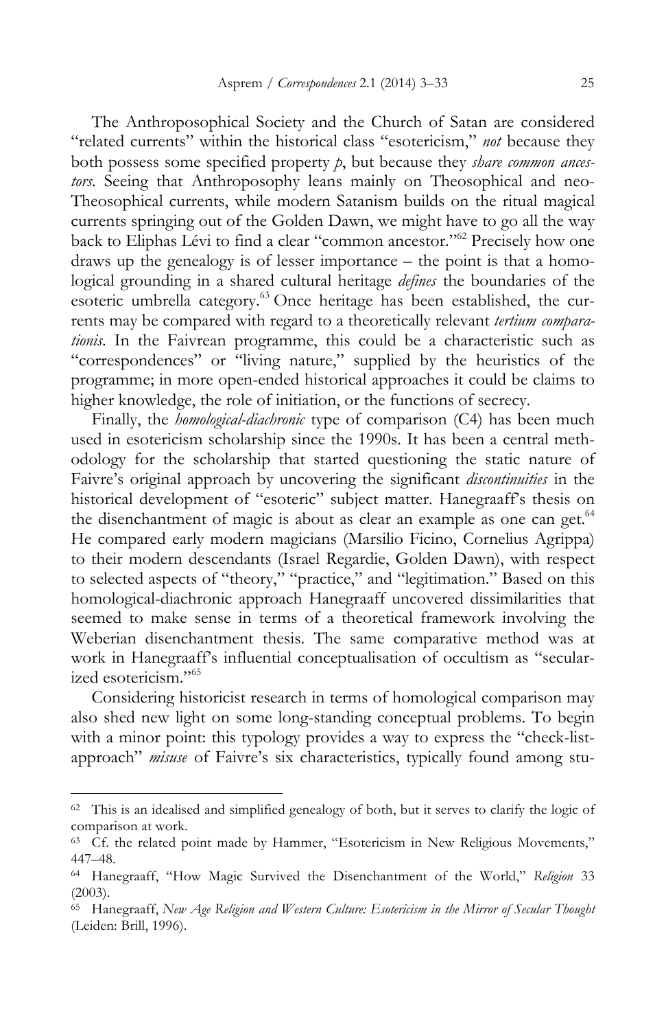The Anthroposophical Society and the Church of Satan are considered "related currents" within the historical class "esotericism," *not* because they both possess some specified property *p*, but because they *share common ancestors*. Seeing that Anthroposophy leans mainly on Theosophical and neo-Theosophical currents, while modern Satanism builds on the ritual magical currents springing out of the Golden Dawn, we might have to go all the way back to Eliphas Lévi to find a clear "common ancestor."[62] Precisely how one draws up the genealogy is of lesser importance – the point is that a homological grounding in a shared cultural heritage *defines* the boundaries of the esoteric umbrella category.[63] Once heritage has been established, the currents may be compared with regard to a theoretically relevant *tertium comparationis*. In the Faivrean programme, this could be a characteristic such as "correspondences" or "living nature," supplied by the heuristics of the programme; in more open-ended historical approaches it could be claims to higher knowledge, the role of initiation, or the functions of secrecy.

Finally, the *homological-diachronic* type of comparison (C4) has been much used in esotericism scholarship since the 1990s. It has been a central methodology for the scholarship that started questioning the static nature of Faivre's original approach by uncovering the significant *discontinuities* in the historical development of "esoteric" subject matter. Hanegraaff's thesis on the disenchantment of magic is about as clear an example as one can get.[64] He compared early modern magicians (Marsilio Ficino, Cornelius Agrippa) to their modern descendants (Israel Regardie, Golden Dawn), with respect to selected aspects of "theory," "practice," and "legitimation." Based on this homological-diachronic approach Hanegraaff uncovered dissimilarities that seemed to make sense in terms of a theoretical framework involving the Weberian disenchantment thesis. The same comparative method was at work in Hanegraaff's influential conceptualisation of occultism as "secularized esotericism."[65]

Considering historicist research in terms of homological comparison may also shed new light on some long-standing conceptual problems. To begin with a minor point: this typology provides a way to express the "check-list-approach" *misuse* of Faivre's six characteristics, typically found among stu-

---

[62] This is an idealised and simplified genealogy of both, but it serves to clarify the logic of comparison at work.

[63] Cf. the related point made by Hammer, "Esotericism in New Religious Movements," 447–48.

[64] Hanegraaff, "How Magic Survived the Disenchantment of the World," *Religion* 33 (2003).

[65] Hanegraaff, *New Age Religion and Western Culture: Esotericism in the Mirror of Secular Thought* (Leiden: Brill, 1996).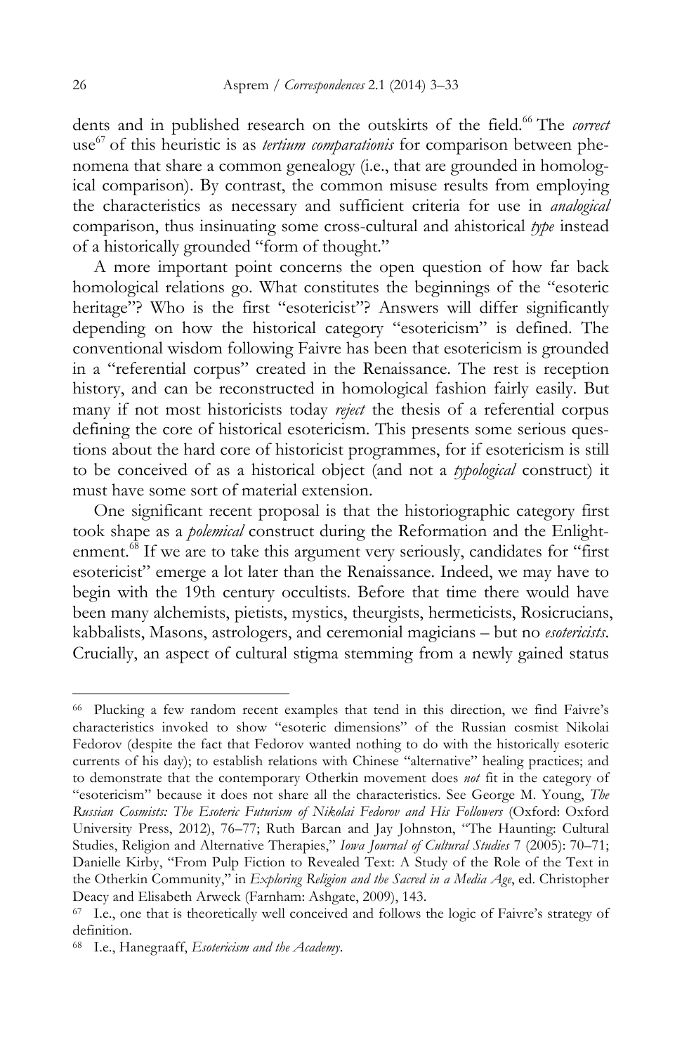dents and in published research on the outskirts of the field.[66] The *correct* use[67] of this heuristic is as *tertium comparationis* for comparison between phenomena that share a common genealogy (i.e., that are grounded in homological comparison). By contrast, the common misuse results from employing the characteristics as necessary and sufficient criteria for use in *analogical* comparison, thus insinuating some cross-cultural and ahistorical *type* instead of a historically grounded "form of thought."

A more important point concerns the open question of how far back homological relations go. What constitutes the beginnings of the "esoteric heritage"? Who is the first "esotericist"? Answers will differ significantly depending on how the historical category "esotericism" is defined. The conventional wisdom following Faivre has been that esotericism is grounded in a "referential corpus" created in the Renaissance. The rest is reception history, and can be reconstructed in homological fashion fairly easily. But many if not most historicists today *reject* the thesis of a referential corpus defining the core of historical esotericism. This presents some serious questions about the hard core of historicist programmes, for if esotericism is still to be conceived of as a historical object (and not a *typological* construct) it must have some sort of material extension.

One significant recent proposal is that the historiographic category first took shape as a *polemical* construct during the Reformation and the Enlightenment.[68] If we are to take this argument very seriously, candidates for "first esotericist" emerge a lot later than the Renaissance. Indeed, we may have to begin with the 19th century occultists. Before that time there would have been many alchemists, pietists, mystics, theurgists, hermeticists, Rosicrucians, kabbalists, Masons, astrologers, and ceremonial magicians – but no *esotericists*. Crucially, an aspect of cultural stigma stemming from a newly gained status

---

[66] Plucking a few random recent examples that tend in this direction, we find Faivre's characteristics invoked to show "esoteric dimensions" of the Russian cosmist Nikolai Fedorov (despite the fact that Fedorov wanted nothing to do with the historically esoteric currents of his day); to establish relations with Chinese "alternative" healing practices; and to demonstrate that the contemporary Otherkin movement does *not* fit in the category of "esotericism" because it does not share all the characteristics. See George M. Young, *The Russian Cosmists: The Esoteric Futurism of Nikolai Fedorov and His Followers* (Oxford: Oxford University Press, 2012), 76–77; Ruth Barcan and Jay Johnston, "The Haunting: Cultural Studies, Religion and Alternative Therapies," *Iowa Journal of Cultural Studies* 7 (2005): 70–71; Danielle Kirby, "From Pulp Fiction to Revealed Text: A Study of the Role of the Text in the Otherkin Community," in *Exploring Religion and the Sacred in a Media Age*, ed. Christopher Deacy and Elisabeth Arweck (Farnham: Ashgate, 2009), 143.

[67] I.e., one that is theoretically well conceived and follows the logic of Faivre's strategy of definition.

[68] I.e., Hanegraaff, *Esotericism and the Academy*.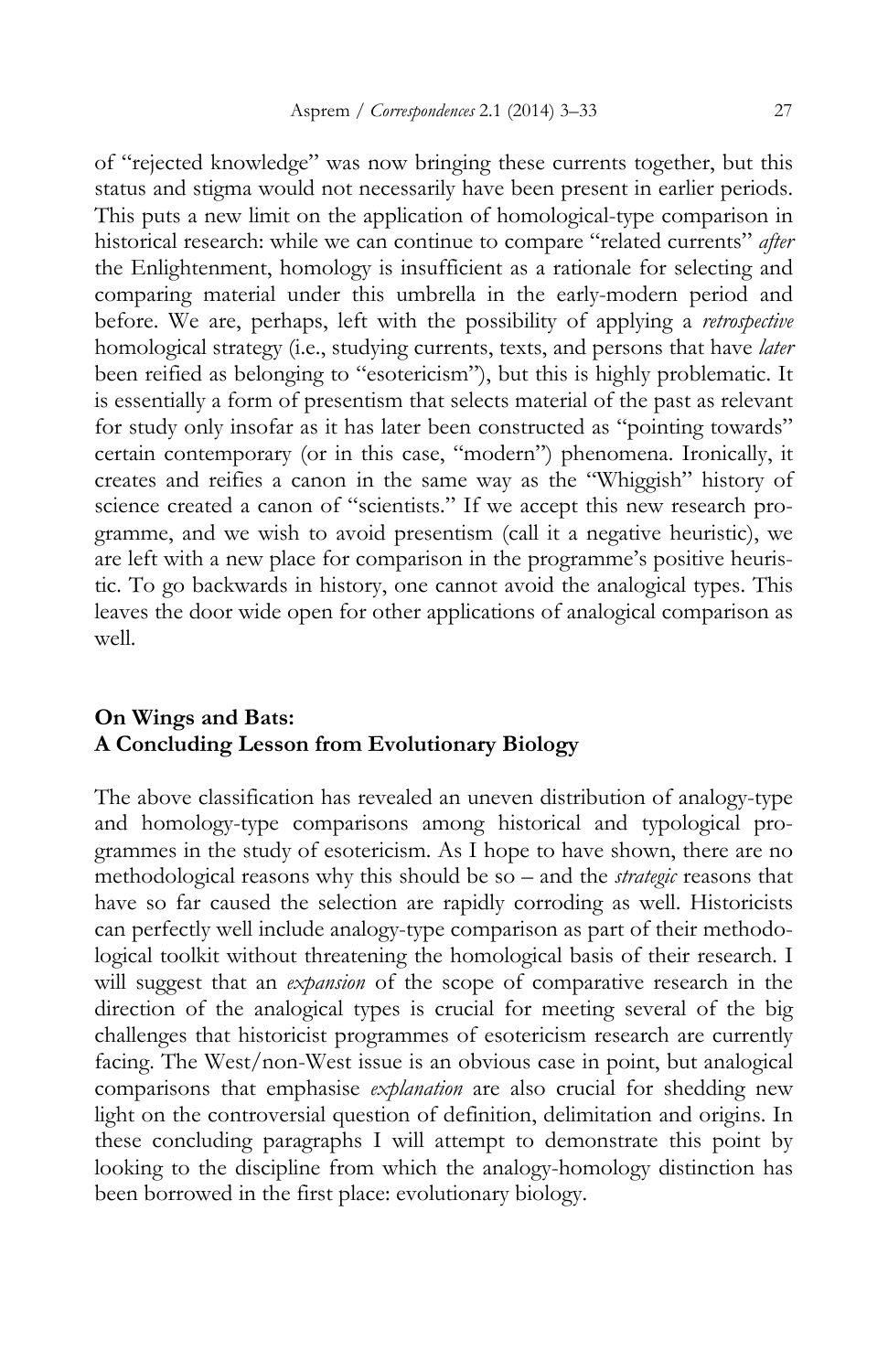of "rejected knowledge" was now bringing these currents together, but this status and stigma would not necessarily have been present in earlier periods. This puts a new limit on the application of homological-type comparison in historical research: while we can continue to compare "related currents" *after* the Enlightenment, homology is insufficient as a rationale for selecting and comparing material under this umbrella in the early-modern period and before. We are, perhaps, left with the possibility of applying a *retrospective* homological strategy (i.e., studying currents, texts, and persons that have *later* been reified as belonging to "esotericism"), but this is highly problematic. It is essentially a form of presentism that selects material of the past as relevant for study only insofar as it has later been constructed as "pointing towards" certain contemporary (or in this case, "modern") phenomena. Ironically, it creates and reifies a canon in the same way as the "Whiggish" history of science created a canon of "scientists." If we accept this new research programme, and we wish to avoid presentism (call it a negative heuristic), we are left with a new place for comparison in the programme's positive heuristic. To go backwards in history, one cannot avoid the analogical types. This leaves the door wide open for other applications of analogical comparison as well.

## On Wings and Bats: A Concluding Lesson from Evolutionary Biology

The above classification has revealed an uneven distribution of analogy-type and homology-type comparisons among historical and typological programmes in the study of esotericism. As I hope to have shown, there are no methodological reasons why this should be so – and the *strategic* reasons that have so far caused the selection are rapidly corroding as well. Historicists can perfectly well include analogy-type comparison as part of their methodological toolkit without threatening the homological basis of their research. I will suggest that an *expansion* of the scope of comparative research in the direction of the analogical types is crucial for meeting several of the big challenges that historicist programmes of esotericism research are currently facing. The West/non-West issue is an obvious case in point, but analogical comparisons that emphasise *explanation* are also crucial for shedding new light on the controversial question of definition, delimitation and origins. In these concluding paragraphs I will attempt to demonstrate this point by looking to the discipline from which the analogy-homology distinction has been borrowed in the first place: evolutionary biology.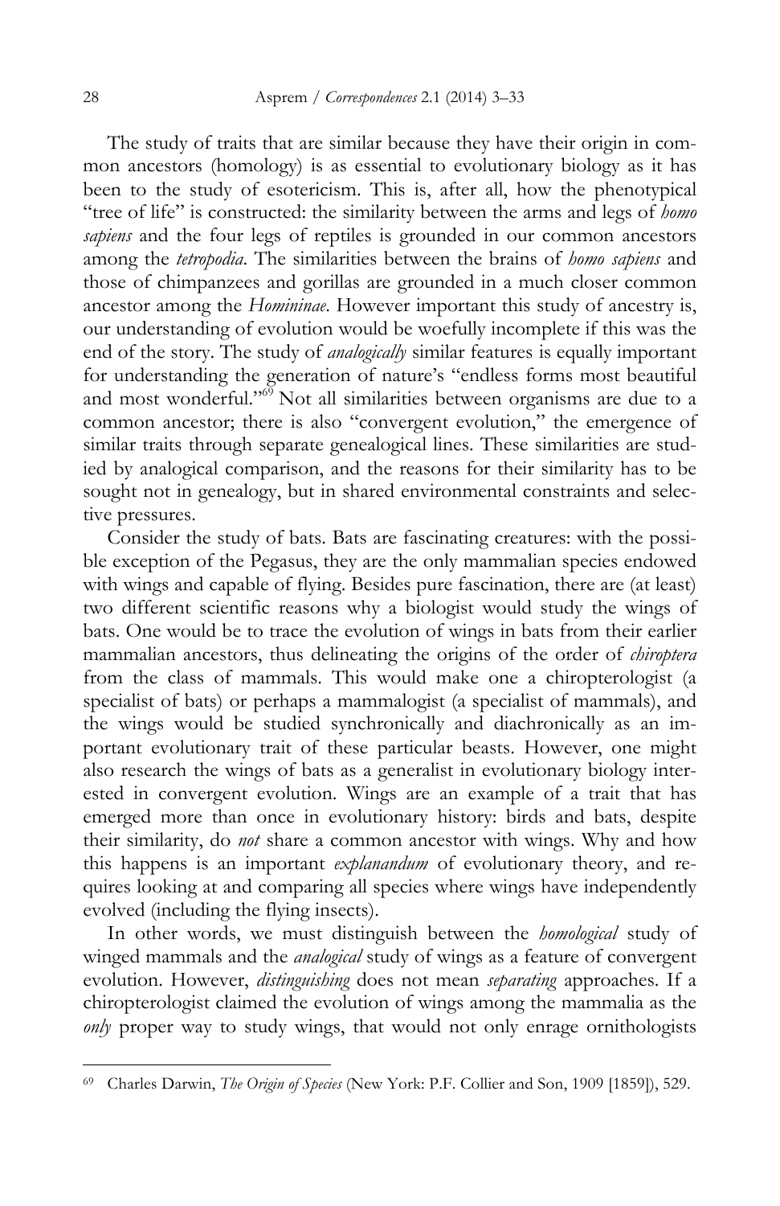The study of traits that are similar because they have their origin in common ancestors (homology) is as essential to evolutionary biology as it has been to the study of esotericism. This is, after all, how the phenotypical "tree of life" is constructed: the similarity between the arms and legs of *homo sapiens* and the four legs of reptiles is grounded in our common ancestors among the *tetropodia*. The similarities between the brains of *homo sapiens* and those of chimpanzees and gorillas are grounded in a much closer common ancestor among the *Homininae*. However important this study of ancestry is, our understanding of evolution would be woefully incomplete if this was the end of the story. The study of *analogically* similar features is equally important for understanding the generation of nature's "endless forms most beautiful and most wonderful."[69] Not all similarities between organisms are due to a common ancestor; there is also "convergent evolution," the emergence of similar traits through separate genealogical lines. These similarities are studied by analogical comparison, and the reasons for their similarity has to be sought not in genealogy, but in shared environmental constraints and selective pressures.

Consider the study of bats. Bats are fascinating creatures: with the possible exception of the Pegasus, they are the only mammalian species endowed with wings and capable of flying. Besides pure fascination, there are (at least) two different scientific reasons why a biologist would study the wings of bats. One would be to trace the evolution of wings in bats from their earlier mammalian ancestors, thus delineating the origins of the order of *chiroptera* from the class of mammals. This would make one a chiropterologist (a specialist of bats) or perhaps a mammalogist (a specialist of mammals), and the wings would be studied synchronically and diachronically as an important evolutionary trait of these particular beasts. However, one might also research the wings of bats as a generalist in evolutionary biology interested in convergent evolution. Wings are an example of a trait that has emerged more than once in evolutionary history: birds and bats, despite their similarity, do *not* share a common ancestor with wings. Why and how this happens is an important *explanandum* of evolutionary theory, and requires looking at and comparing all species where wings have independently evolved (including the flying insects).

In other words, we must distinguish between the *homological* study of winged mammals and the *analogical* study of wings as a feature of convergent evolution. However, *distinguishing* does not mean *separating* approaches. If a chiropterologist claimed the evolution of wings among the mammalia as the *only* proper way to study wings, that would not only enrage ornithologists

---

[69] Charles Darwin, *The Origin of Species* (New York: P.F. Collier and Son, 1909 [1859]), 529.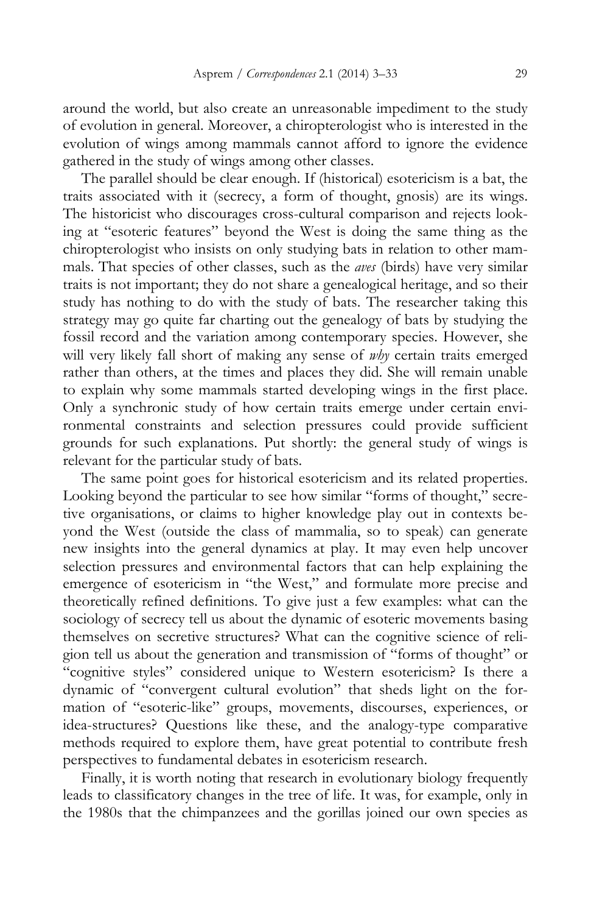around the world, but also create an unreasonable impediment to the study of evolution in general. Moreover, a chiropterologist who is interested in the evolution of wings among mammals cannot afford to ignore the evidence gathered in the study of wings among other classes.

The parallel should be clear enough. If (historical) esotericism is a bat, the traits associated with it (secrecy, a form of thought, gnosis) are its wings. The historicist who discourages cross-cultural comparison and rejects looking at "esoteric features" beyond the West is doing the same thing as the chiropterologist who insists on only studying bats in relation to other mammals. That species of other classes, such as the *aves* (birds) have very similar traits is not important; they do not share a genealogical heritage, and so their study has nothing to do with the study of bats. The researcher taking this strategy may go quite far charting out the genealogy of bats by studying the fossil record and the variation among contemporary species. However, she will very likely fall short of making any sense of *why* certain traits emerged rather than others, at the times and places they did. She will remain unable to explain why some mammals started developing wings in the first place. Only a synchronic study of how certain traits emerge under certain environmental constraints and selection pressures could provide sufficient grounds for such explanations. Put shortly: the general study of wings is relevant for the particular study of bats.

The same point goes for historical esotericism and its related properties. Looking beyond the particular to see how similar "forms of thought," secretive organisations, or claims to higher knowledge play out in contexts beyond the West (outside the class of mammalia, so to speak) can generate new insights into the general dynamics at play. It may even help uncover selection pressures and environmental factors that can help explaining the emergence of esotericism in "the West," and formulate more precise and theoretically refined definitions. To give just a few examples: what can the sociology of secrecy tell us about the dynamic of esoteric movements basing themselves on secretive structures? What can the cognitive science of religion tell us about the generation and transmission of "forms of thought" or "cognitive styles" considered unique to Western esotericism? Is there a dynamic of "convergent cultural evolution" that sheds light on the formation of "esoteric-like" groups, movements, discourses, experiences, or idea-structures? Questions like these, and the analogy-type comparative methods required to explore them, have great potential to contribute fresh perspectives to fundamental debates in esotericism research.

Finally, it is worth noting that research in evolutionary biology frequently leads to classificatory changes in the tree of life. It was, for example, only in the 1980s that the chimpanzees and the gorillas joined our own species as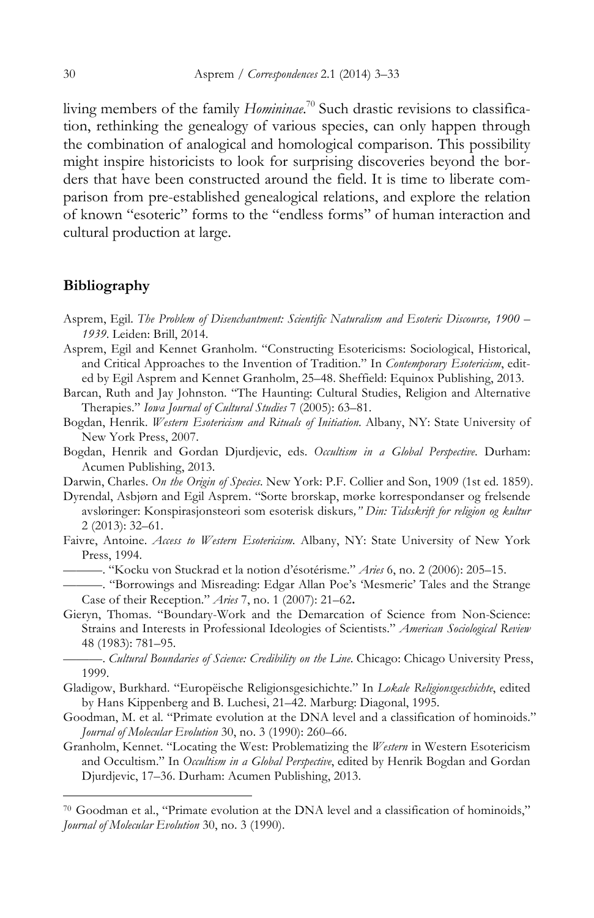living members of the family *Homininae*.[70] Such drastic revisions to classification, rethinking the genealogy of various species, can only happen through the combination of analogical and homological comparison. This possibility might inspire historicists to look for surprising discoveries beyond the borders that have been constructed around the field. It is time to liberate comparison from pre-established genealogical relations, and explore the relation of known "esoteric" forms to the "endless forms" of human interaction and cultural production at large.

## Bibliography

Asprem, Egil. *The Problem of Disenchantment: Scientific Naturalism and Esoteric Discourse, 1900 – 1939*. Leiden: Brill, 2014.

Asprem, Egil and Kennet Granholm. "Constructing Esotericisms: Sociological, Historical, and Critical Approaches to the Invention of Tradition." In *Contemporary Esotericism*, edited by Egil Asprem and Kennet Granholm, 25–48. Sheffield: Equinox Publishing, 2013.

Barcan, Ruth and Jay Johnston. "The Haunting: Cultural Studies, Religion and Alternative Therapies." *Iowa Journal of Cultural Studies* 7 (2005): 63–81.

Bogdan, Henrik. *Western Esotericism and Rituals of Initiation*. Albany, NY: State University of New York Press, 2007.

Bogdan, Henrik and Gordan Djurdjevic, eds. *Occultism in a Global Perspective*. Durham: Acumen Publishing, 2013.

Darwin, Charles. *On the Origin of Species*. New York: P.F. Collier and Son, 1909 (1st ed. 1859).

Dyrendal, Asbjørn and Egil Asprem. "Sorte brorskap, mørke korrespondanser og frelsende avsløringer: Konspirasjonsteori som esoterisk diskurs*," Din: Tidsskrift for religion og kultur* 2 (2013): 32–61.

Faivre, Antoine. *Access to Western Esotericism*. Albany, NY: State University of New York Press, 1994.

———. "Kocku von Stuckrad et la notion d'ésotérisme." *Aries* 6, no. 2 (2006): 205–15.

———. "Borrowings and Misreading: Edgar Allan Poe's 'Mesmeric' Tales and the Strange Case of their Reception." *Aries* 7, no. 1 (2007): 21–62**.**

Gieryn, Thomas. "Boundary-Work and the Demarcation of Science from Non-Science: Strains and Interests in Professional Ideologies of Scientists." *American Sociological Review* 48 (1983): 781–95.

———. *Cultural Boundaries of Science: Credibility on the Line*. Chicago: Chicago University Press, 1999.

Gladigow, Burkhard. "Europëische Religionsgesichichte." In *Lokale Religionsgeschichte*, edited by Hans Kippenberg and B. Luchesi, 21–42. Marburg: Diagonal, 1995.

Goodman, M. et al. "Primate evolution at the DNA level and a classification of hominoids." *Journal of Molecular Evolution* 30, no. 3 (1990): 260–66.

Granholm, Kennet. "Locating the West: Problematizing the *Western* in Western Esotericism and Occultism." In *Occultism in a Global Perspective*, edited by Henrik Bogdan and Gordan Djurdjevic, 17–36. Durham: Acumen Publishing, 2013.

---

[70] Goodman et al., "Primate evolution at the DNA level and a classification of hominoids," *Journal of Molecular Evolution* 30, no. 3 (1990).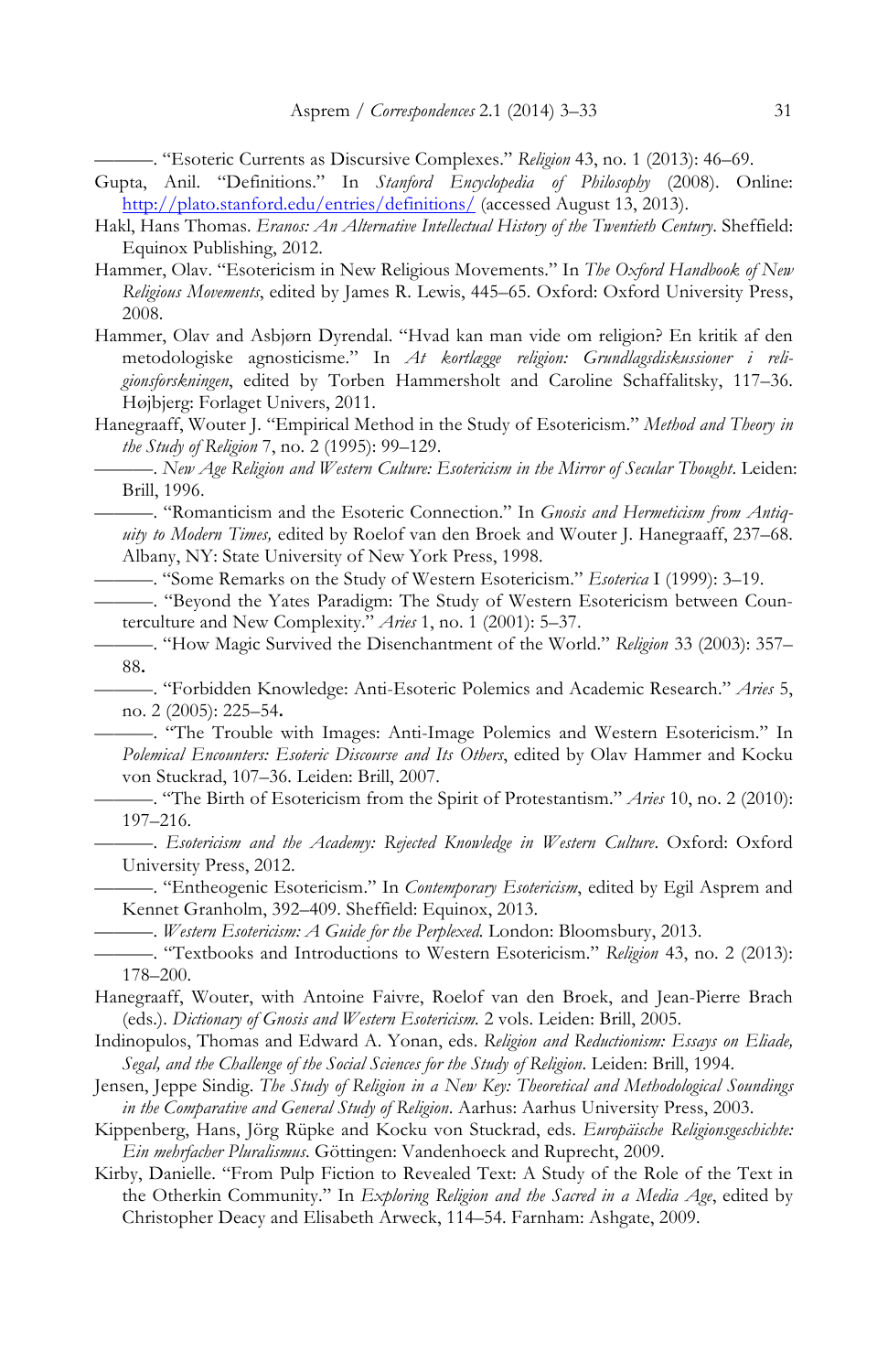———. "Esoteric Currents as Discursive Complexes." *Religion* 43, no. 1 (2013): 46–69.

Gupta, Anil. "Definitions." In *Stanford Encyclopedia of Philosophy* (2008). Online: http://plato.stanford.edu/entries/definitions/ (accessed August 13, 2013).

Hakl, Hans Thomas. *Eranos: An Alternative Intellectual History of the Twentieth Century*. Sheffield: Equinox Publishing, 2012.

Hammer, Olav. "Esotericism in New Religious Movements." In *The Oxford Handbook of New Religious Movements*, edited by James R. Lewis, 445–65. Oxford: Oxford University Press, 2008.

Hammer, Olav and Asbjørn Dyrendal. "Hvad kan man vide om religion? En kritik af den metodologiske agnosticisme." In *At kortlægge religion: Grundlagsdiskussioner i religionsforskningen*, edited by Torben Hammersholt and Caroline Schaffalitsky, 117–36. Højbjerg: Forlaget Univers, 2011.

Hanegraaff, Wouter J. "Empirical Method in the Study of Esotericism." *Method and Theory in the Study of Religion* 7, no. 2 (1995): 99–129.

———. *New Age Religion and Western Culture: Esotericism in the Mirror of Secular Thought*. Leiden: Brill, 1996.

———. "Romanticism and the Esoteric Connection." In *Gnosis and Hermeticism from Antiquity to Modern Times,* edited by Roelof van den Broek and Wouter J. Hanegraaff, 237–68. Albany, NY: State University of New York Press, 1998.

———. "Some Remarks on the Study of Western Esotericism." *Esoterica* I (1999): 3–19.

———. "Beyond the Yates Paradigm: The Study of Western Esotericism between Counterculture and New Complexity." *Aries* 1, no. 1 (2001): 5–37.

———. "How Magic Survived the Disenchantment of the World." *Religion* 33 (2003): 357–88.

———. "Forbidden Knowledge: Anti-Esoteric Polemics and Academic Research." *Aries* 5, no. 2 (2005): 225–54.

———. "The Trouble with Images: Anti-Image Polemics and Western Esotericism." In *Polemical Encounters: Esoteric Discourse and Its Others*, edited by Olav Hammer and Kocku von Stuckrad, 107–36. Leiden: Brill, 2007.

———. "The Birth of Esotericism from the Spirit of Protestantism." *Aries* 10, no. 2 (2010): 197–216.

———. *Esotericism and the Academy: Rejected Knowledge in Western Culture*. Oxford: Oxford University Press, 2012.

———. "Entheogenic Esotericism." In *Contemporary Esotericism*, edited by Egil Asprem and Kennet Granholm, 392–409. Sheffield: Equinox, 2013.

———. *Western Esotericism: A Guide for the Perplexed.* London: Bloomsbury, 2013.

———. "Textbooks and Introductions to Western Esotericism." *Religion* 43, no. 2 (2013): 178–200.

Hanegraaff, Wouter, with Antoine Faivre, Roelof van den Broek, and Jean-Pierre Brach (eds.). *Dictionary of Gnosis and Western Esotericism.* 2 vols. Leiden: Brill, 2005.

Indinopulos, Thomas and Edward A. Yonan, eds. *Religion and Reductionism: Essays on Eliade, Segal, and the Challenge of the Social Sciences for the Study of Religion*. Leiden: Brill, 1994.

Jensen, Jeppe Sindig. *The Study of Religion in a New Key: Theoretical and Methodological Soundings in the Comparative and General Study of Religion*. Aarhus: Aarhus University Press, 2003.

Kippenberg, Hans, Jörg Rüpke and Kocku von Stuckrad, eds. *Europäische Religionsgeschichte: Ein mehrfacher Pluralismus*. Göttingen: Vandenhoeck and Ruprecht, 2009.

Kirby, Danielle. "From Pulp Fiction to Revealed Text: A Study of the Role of the Text in the Otherkin Community." In *Exploring Religion and the Sacred in a Media Age*, edited by Christopher Deacy and Elisabeth Arweck, 114–54. Farnham: Ashgate, 2009.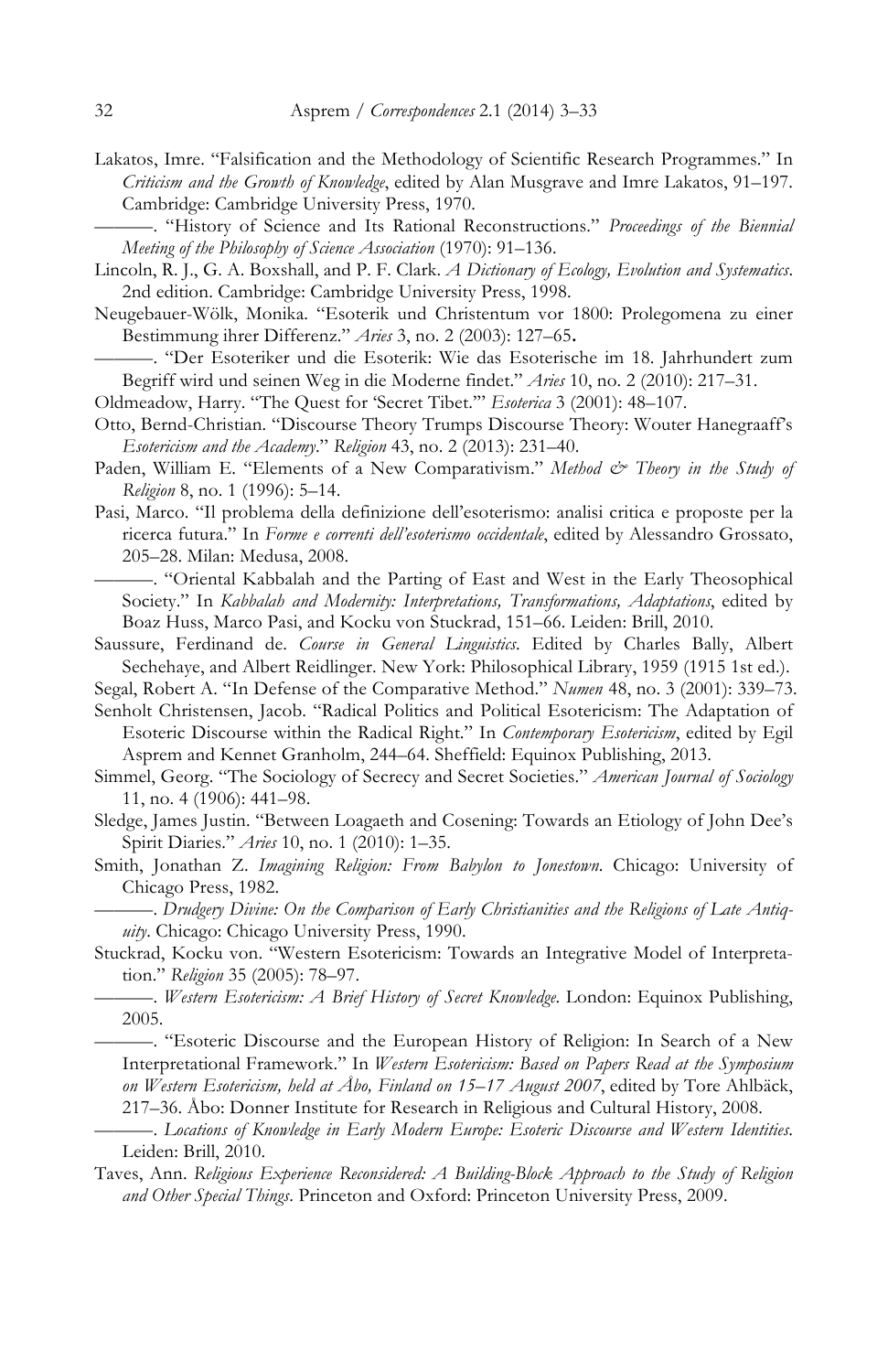Lakatos, Imre. "Falsification and the Methodology of Scientific Research Programmes." In *Criticism and the Growth of Knowledge*, edited by Alan Musgrave and Imre Lakatos, 91–197. Cambridge: Cambridge University Press, 1970.

———. "History of Science and Its Rational Reconstructions." *Proceedings of the Biennial Meeting of the Philosophy of Science Association* (1970): 91–136.

Lincoln, R. J., G. A. Boxshall, and P. F. Clark. *A Dictionary of Ecology, Evolution and Systematics*. 2nd edition. Cambridge: Cambridge University Press, 1998.

Neugebauer-Wölk, Monika. "Esoterik und Christentum vor 1800: Prolegomena zu einer Bestimmung ihrer Differenz." *Aries* 3, no. 2 (2003): 127–65.

———. "Der Esoteriker und die Esoterik: Wie das Esoterische im 18. Jahrhundert zum Begriff wird und seinen Weg in die Moderne findet." *Aries* 10, no. 2 (2010): 217–31.

Oldmeadow, Harry. "The Quest for 'Secret Tibet.'" *Esoterica* 3 (2001): 48–107.

Otto, Bernd-Christian. "Discourse Theory Trumps Discourse Theory: Wouter Hanegraaff's *Esotericism and the Academy*." *Religion* 43, no. 2 (2013): 231–40.

Paden, William E. "Elements of a New Comparativism." *Method & Theory in the Study of Religion* 8, no. 1 (1996): 5–14.

Pasi, Marco. "Il problema della definizione dell'esoterismo: analisi critica e proposte per la ricerca futura." In *Forme e correnti dell'esoterismo occidentale*, edited by Alessandro Grossato, 205–28. Milan: Medusa, 2008.

———. "Oriental Kabbalah and the Parting of East and West in the Early Theosophical Society." In *Kabbalah and Modernity: Interpretations, Transformations, Adaptations*, edited by Boaz Huss, Marco Pasi, and Kocku von Stuckrad, 151–66. Leiden: Brill, 2010.

Saussure, Ferdinand de. *Course in General Linguistics*. Edited by Charles Bally, Albert Sechehaye, and Albert Reidlinger. New York: Philosophical Library, 1959 (1915 1st ed.).

Segal, Robert A. "In Defense of the Comparative Method." *Numen* 48, no. 3 (2001): 339–73.

Senholt Christensen, Jacob. "Radical Politics and Political Esotericism: The Adaptation of Esoteric Discourse within the Radical Right." In *Contemporary Esotericism*, edited by Egil Asprem and Kennet Granholm, 244–64. Sheffield: Equinox Publishing, 2013.

Simmel, Georg. "The Sociology of Secrecy and Secret Societies." *American Journal of Sociology* 11, no. 4 (1906): 441–98.

Sledge, James Justin. "Between Loagaeth and Cosening: Towards an Etiology of John Dee's Spirit Diaries." *Aries* 10, no. 1 (2010): 1–35.

Smith, Jonathan Z. *Imagining Religion: From Babylon to Jonestown*. Chicago: University of Chicago Press, 1982.

———. *Drudgery Divine: On the Comparison of Early Christianities and the Religions of Late Antiquity*. Chicago: Chicago University Press, 1990.

Stuckrad, Kocku von. "Western Esotericism: Towards an Integrative Model of Interpretation." *Religion* 35 (2005): 78–97.

———. *Western Esotericism: A Brief History of Secret Knowledge*. London: Equinox Publishing, 2005.

———. "Esoteric Discourse and the European History of Religion: In Search of a New Interpretational Framework." In *Western Esotericism: Based on Papers Read at the Symposium on Western Esotericism, held at Åbo, Finland on 15–17 August 2007*, edited by Tore Ahlbäck, 217–36. Åbo: Donner Institute for Research in Religious and Cultural History, 2008.

———. *Locations of Knowledge in Early Modern Europe: Esoteric Discourse and Western Identities*. Leiden: Brill, 2010.

Taves, Ann. *Religious Experience Reconsidered: A Building-Block Approach to the Study of Religion and Other Special Things*. Princeton and Oxford: Princeton University Press, 2009.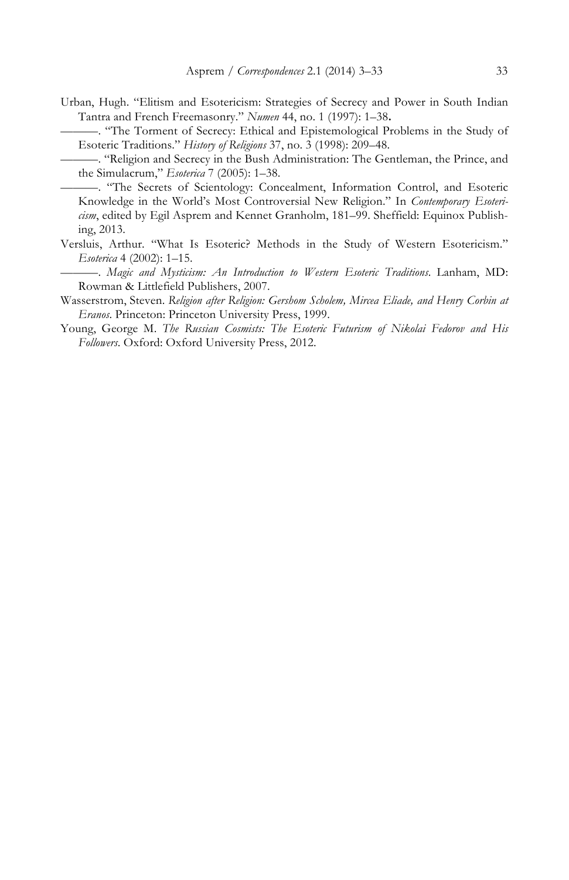Urban, Hugh. "Elitism and Esotericism: Strategies of Secrecy and Power in South Indian Tantra and French Freemasonry." *Numen* 44, no. 1 (1997): 1–38.

———. "The Torment of Secrecy: Ethical and Epistemological Problems in the Study of Esoteric Traditions." *History of Religions* 37, no. 3 (1998): 209–48.

———. "Religion and Secrecy in the Bush Administration: The Gentleman, the Prince, and the Simulacrum," *Esoterica* 7 (2005): 1–38.

———. "The Secrets of Scientology: Concealment, Information Control, and Esoteric Knowledge in the World's Most Controversial New Religion." In *Contemporary Esotericism*, edited by Egil Asprem and Kennet Granholm, 181–99. Sheffield: Equinox Publishing, 2013.

Versluis, Arthur. "What Is Esoteric? Methods in the Study of Western Esotericism." *Esoterica* 4 (2002): 1–15.

———. *Magic and Mysticism: An Introduction to Western Esoteric Traditions*. Lanham, MD: Rowman & Littlefield Publishers, 2007.

Wasserstrom, Steven. *Religion after Religion: Gershom Scholem, Mircea Eliade, and Henry Corbin at Eranos*. Princeton: Princeton University Press, 1999.

Young, George M. *The Russian Cosmists: The Esoteric Futurism of Nikolai Fedorov and His Followers*. Oxford: Oxford University Press, 2012.